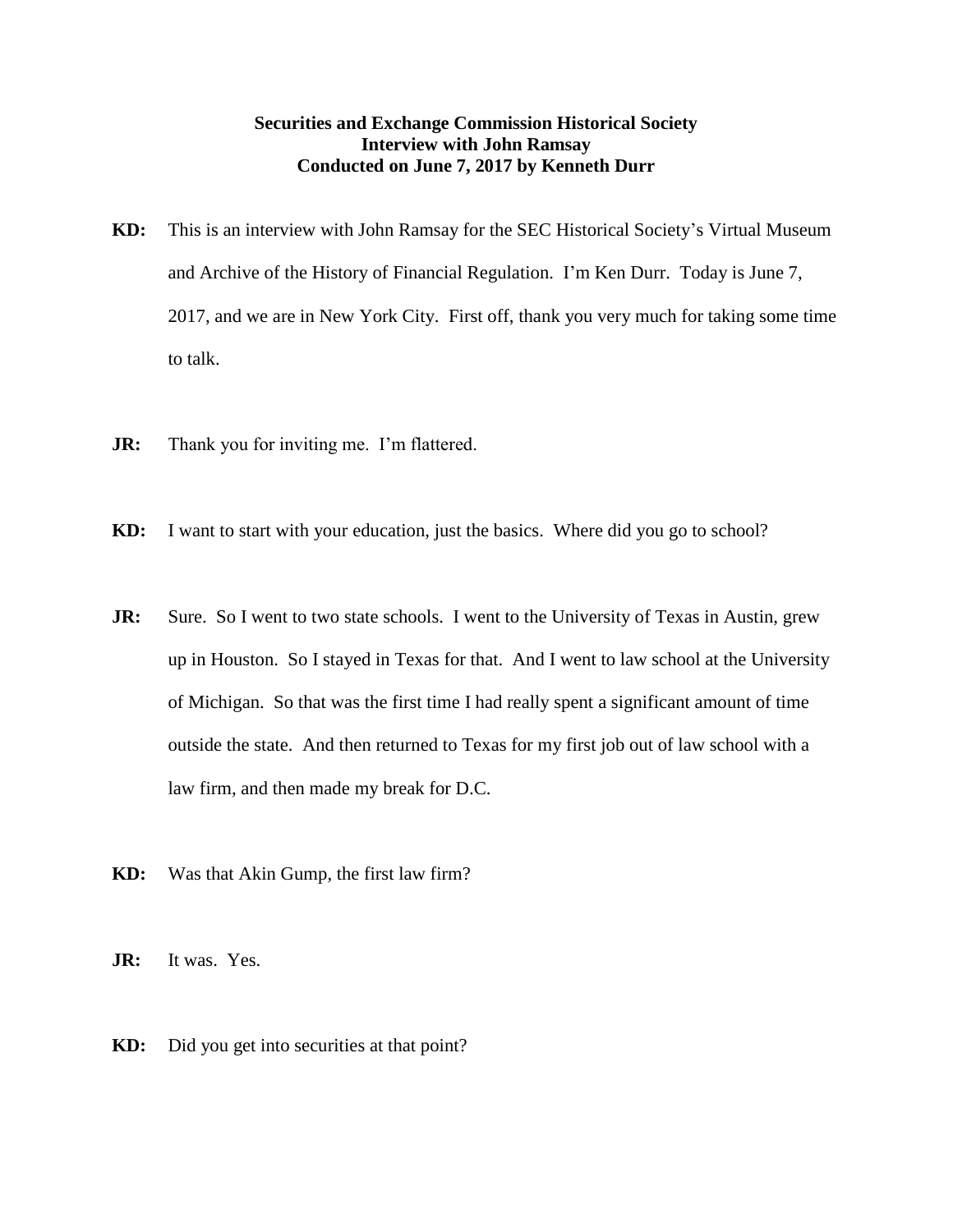**Securities and Exchange Commission Historical Society**
**Interview with John Ramsay**
**Conducted on June 7, 2017 by Kenneth Durr**

**KD:** This is an interview with John Ramsay for the SEC Historical Society's Virtual Museum and Archive of the History of Financial Regulation. I'm Ken Durr. Today is June 7, 2017, and we are in New York City. First off, thank you very much for taking some time to talk.

**JR:** Thank you for inviting me. I'm flattered.

**KD:** I want to start with your education, just the basics. Where did you go to school?

**JR:** Sure. So I went to two state schools. I went to the University of Texas in Austin, grew up in Houston. So I stayed in Texas for that. And I went to law school at the University of Michigan. So that was the first time I had really spent a significant amount of time outside the state. And then returned to Texas for my first job out of law school with a law firm, and then made my break for D.C.

**KD:** Was that Akin Gump, the first law firm?

**JR:** It was. Yes.

**KD:** Did you get into securities at that point?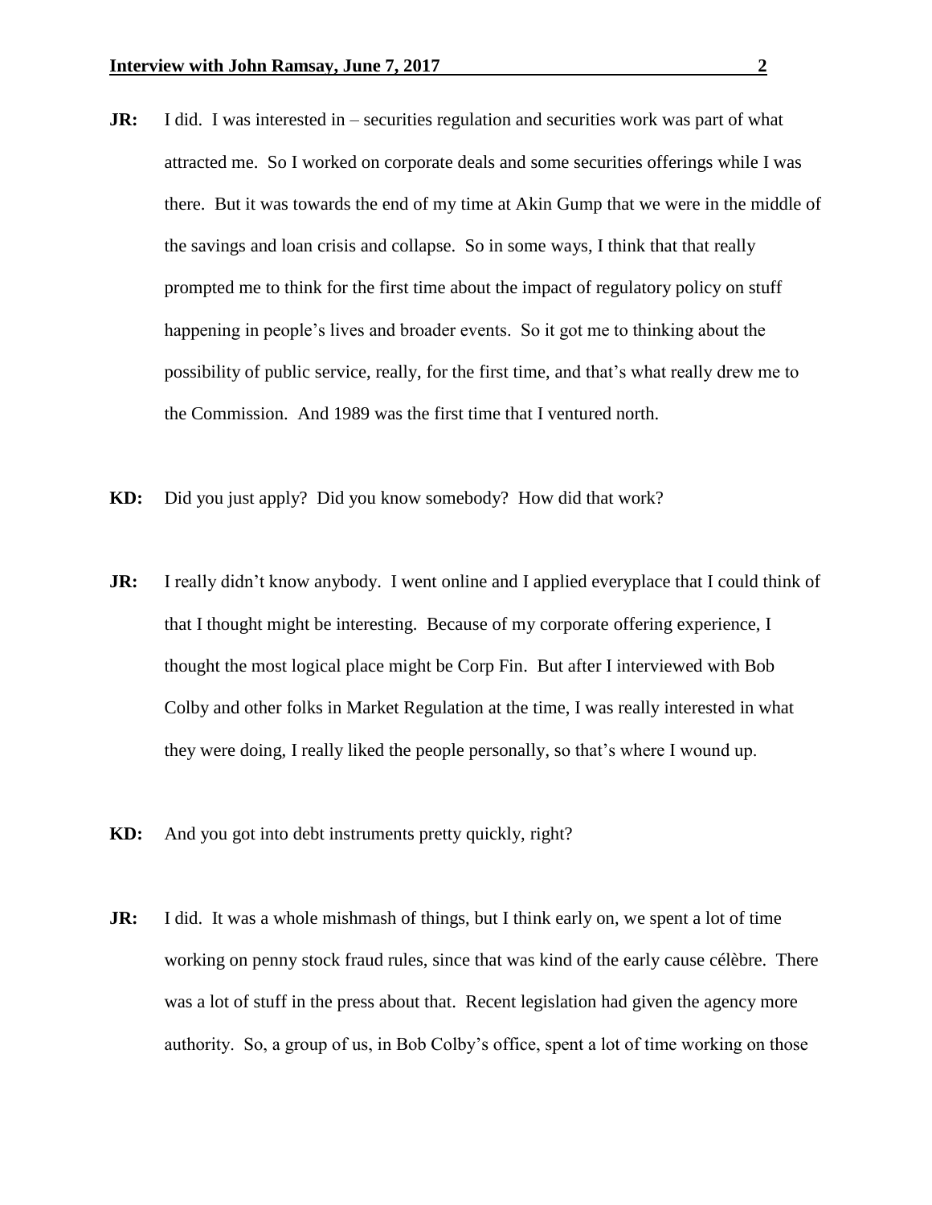**JR:** I did. I was interested in – securities regulation and securities work was part of what attracted me. So I worked on corporate deals and some securities offerings while I was there. But it was towards the end of my time at Akin Gump that we were in the middle of the savings and loan crisis and collapse. So in some ways, I think that that really prompted me to think for the first time about the impact of regulatory policy on stuff happening in people's lives and broader events. So it got me to thinking about the possibility of public service, really, for the first time, and that's what really drew me to the Commission. And 1989 was the first time that I ventured north.

**KD:** Did you just apply? Did you know somebody? How did that work?

**JR:** I really didn't know anybody. I went online and I applied everyplace that I could think of that I thought might be interesting. Because of my corporate offering experience, I thought the most logical place might be Corp Fin. But after I interviewed with Bob Colby and other folks in Market Regulation at the time, I was really interested in what they were doing, I really liked the people personally, so that's where I wound up.

**KD:** And you got into debt instruments pretty quickly, right?

**JR:** I did. It was a whole mishmash of things, but I think early on, we spent a lot of time working on penny stock fraud rules, since that was kind of the early cause célèbre. There was a lot of stuff in the press about that. Recent legislation had given the agency more authority. So, a group of us, in Bob Colby's office, spent a lot of time working on those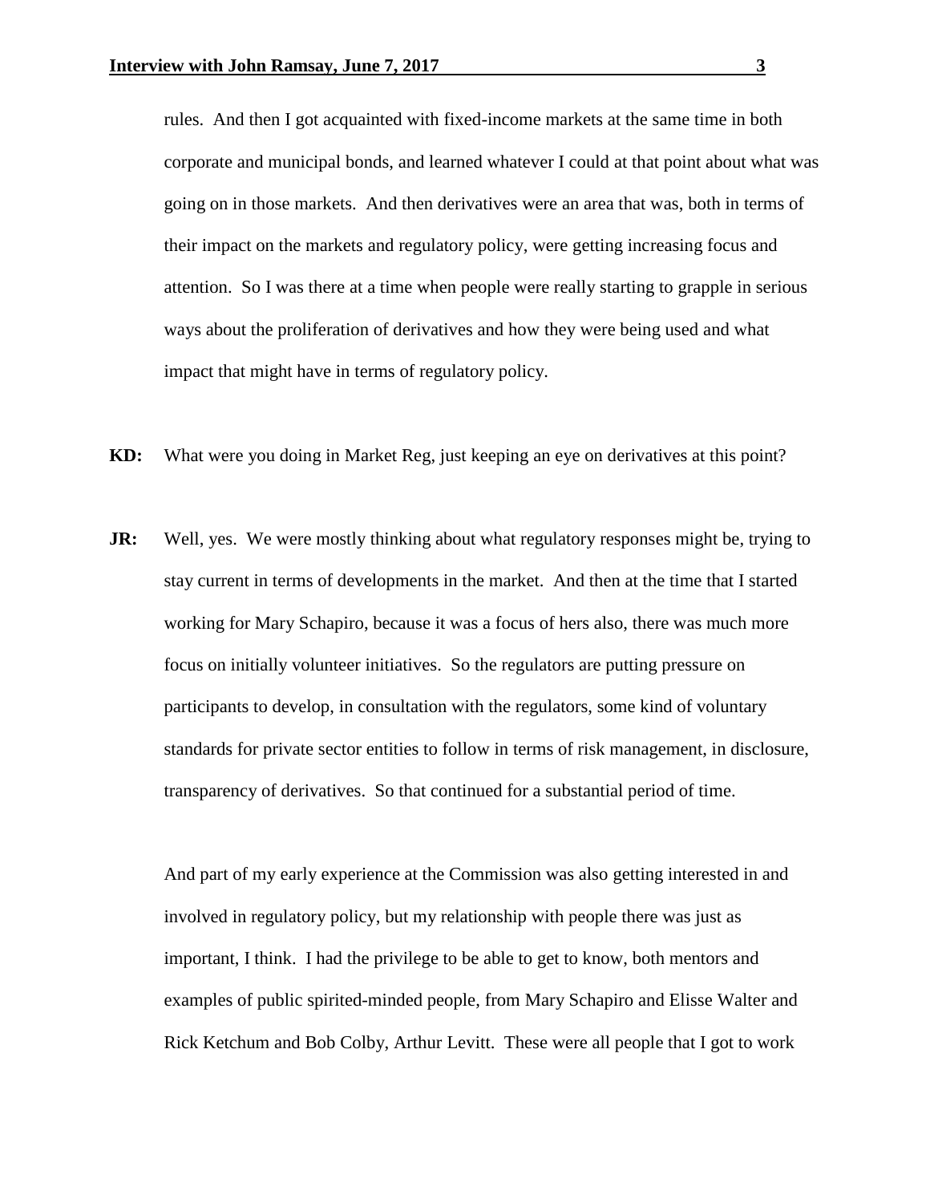rules. And then I got acquainted with fixed-income markets at the same time in both corporate and municipal bonds, and learned whatever I could at that point about what was going on in those markets. And then derivatives were an area that was, both in terms of their impact on the markets and regulatory policy, were getting increasing focus and attention. So I was there at a time when people were really starting to grapple in serious ways about the proliferation of derivatives and how they were being used and what impact that might have in terms of regulatory policy.

**KD:** What were you doing in Market Reg, just keeping an eye on derivatives at this point?

**JR:** Well, yes. We were mostly thinking about what regulatory responses might be, trying to stay current in terms of developments in the market. And then at the time that I started working for Mary Schapiro, because it was a focus of hers also, there was much more focus on initially volunteer initiatives. So the regulators are putting pressure on participants to develop, in consultation with the regulators, some kind of voluntary standards for private sector entities to follow in terms of risk management, in disclosure, transparency of derivatives. So that continued for a substantial period of time.

And part of my early experience at the Commission was also getting interested in and involved in regulatory policy, but my relationship with people there was just as important, I think. I had the privilege to be able to get to know, both mentors and examples of public spirited-minded people, from Mary Schapiro and Elisse Walter and Rick Ketchum and Bob Colby, Arthur Levitt. These were all people that I got to work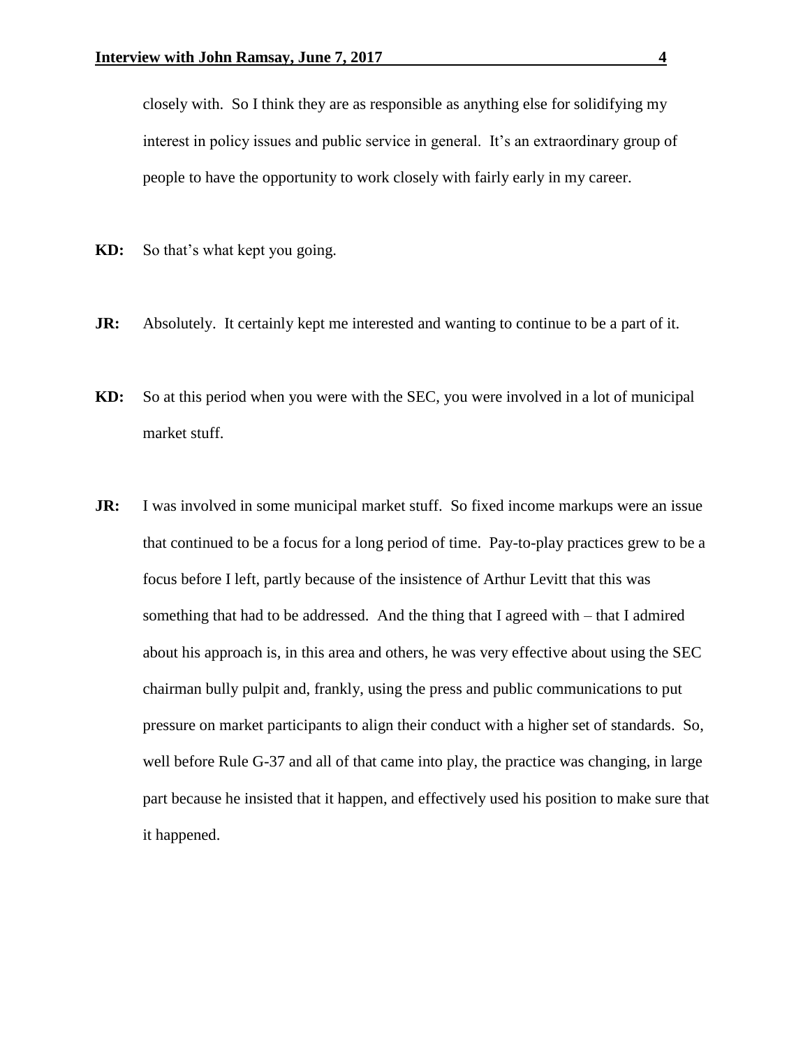closely with. So I think they are as responsible as anything else for solidifying my interest in policy issues and public service in general. It's an extraordinary group of people to have the opportunity to work closely with fairly early in my career.

**KD:** So that's what kept you going.

**JR:** Absolutely. It certainly kept me interested and wanting to continue to be a part of it.

**KD:** So at this period when you were with the SEC, you were involved in a lot of municipal market stuff.

**JR:** I was involved in some municipal market stuff. So fixed income markups were an issue that continued to be a focus for a long period of time. Pay-to-play practices grew to be a focus before I left, partly because of the insistence of Arthur Levitt that this was something that had to be addressed. And the thing that I agreed with – that I admired about his approach is, in this area and others, he was very effective about using the SEC chairman bully pulpit and, frankly, using the press and public communications to put pressure on market participants to align their conduct with a higher set of standards. So, well before Rule G-37 and all of that came into play, the practice was changing, in large part because he insisted that it happen, and effectively used his position to make sure that it happened.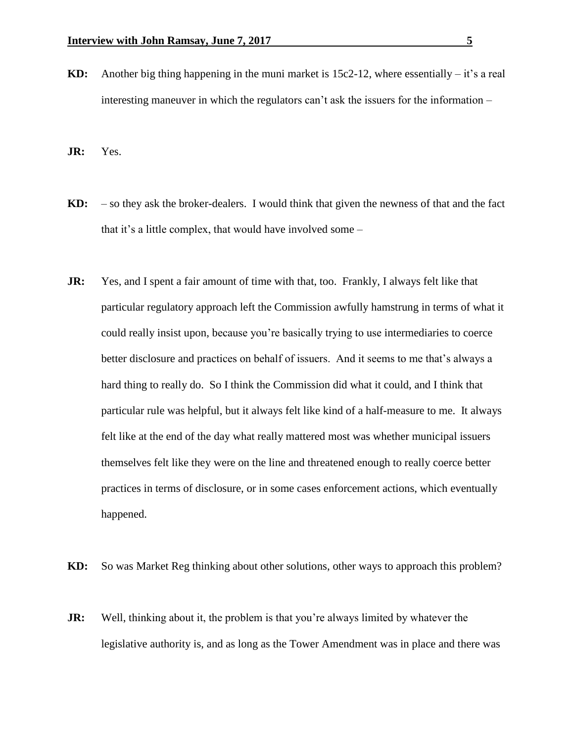**KD:** Another big thing happening in the muni market is 15c2-12, where essentially – it's a real interesting maneuver in which the regulators can't ask the issuers for the information –

**JR:** Yes.

**KD:** – so they ask the broker-dealers. I would think that given the newness of that and the fact that it's a little complex, that would have involved some –

**JR:** Yes, and I spent a fair amount of time with that, too. Frankly, I always felt like that particular regulatory approach left the Commission awfully hamstrung in terms of what it could really insist upon, because you're basically trying to use intermediaries to coerce better disclosure and practices on behalf of issuers. And it seems to me that's always a hard thing to really do. So I think the Commission did what it could, and I think that particular rule was helpful, but it always felt like kind of a half-measure to me. It always felt like at the end of the day what really mattered most was whether municipal issuers themselves felt like they were on the line and threatened enough to really coerce better practices in terms of disclosure, or in some cases enforcement actions, which eventually happened.

**KD:** So was Market Reg thinking about other solutions, other ways to approach this problem?

**JR:** Well, thinking about it, the problem is that you're always limited by whatever the legislative authority is, and as long as the Tower Amendment was in place and there was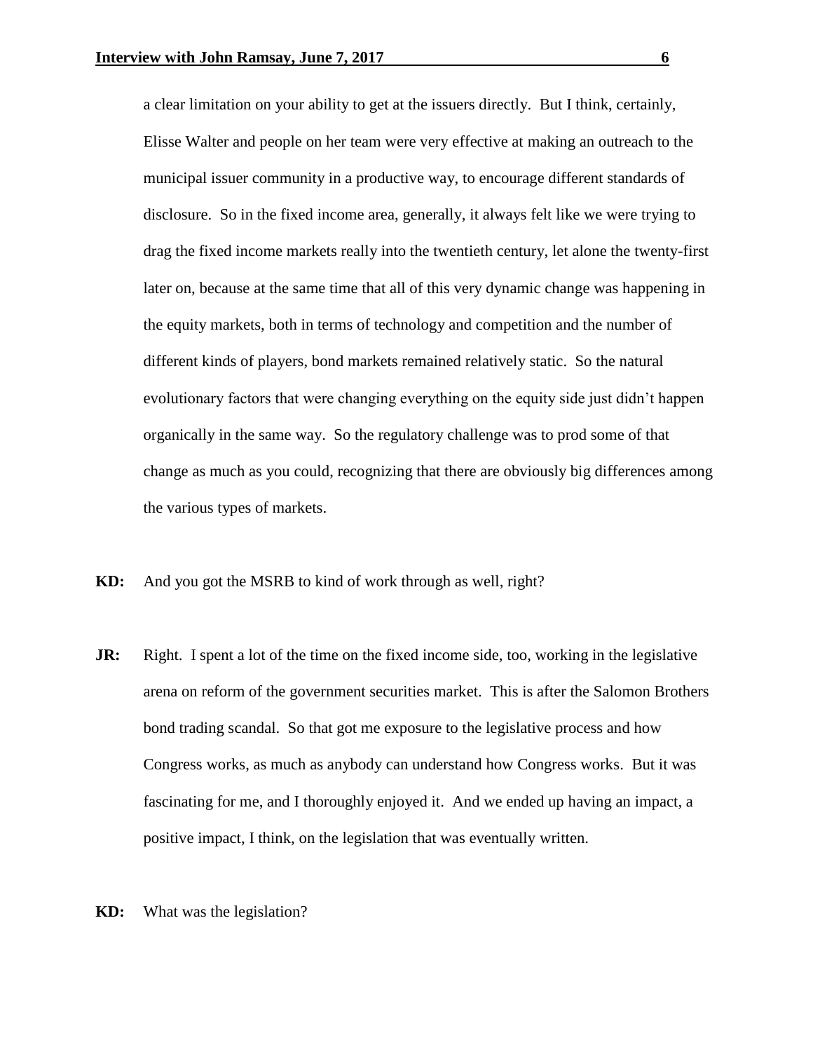a clear limitation on your ability to get at the issuers directly. But I think, certainly, Elisse Walter and people on her team were very effective at making an outreach to the municipal issuer community in a productive way, to encourage different standards of disclosure. So in the fixed income area, generally, it always felt like we were trying to drag the fixed income markets really into the twentieth century, let alone the twenty-first later on, because at the same time that all of this very dynamic change was happening in the equity markets, both in terms of technology and competition and the number of different kinds of players, bond markets remained relatively static. So the natural evolutionary factors that were changing everything on the equity side just didn't happen organically in the same way. So the regulatory challenge was to prod some of that change as much as you could, recognizing that there are obviously big differences among the various types of markets.

**KD:** And you got the MSRB to kind of work through as well, right?

**JR:** Right. I spent a lot of the time on the fixed income side, too, working in the legislative arena on reform of the government securities market. This is after the Salomon Brothers bond trading scandal. So that got me exposure to the legislative process and how Congress works, as much as anybody can understand how Congress works. But it was fascinating for me, and I thoroughly enjoyed it. And we ended up having an impact, a positive impact, I think, on the legislation that was eventually written.

**KD:** What was the legislation?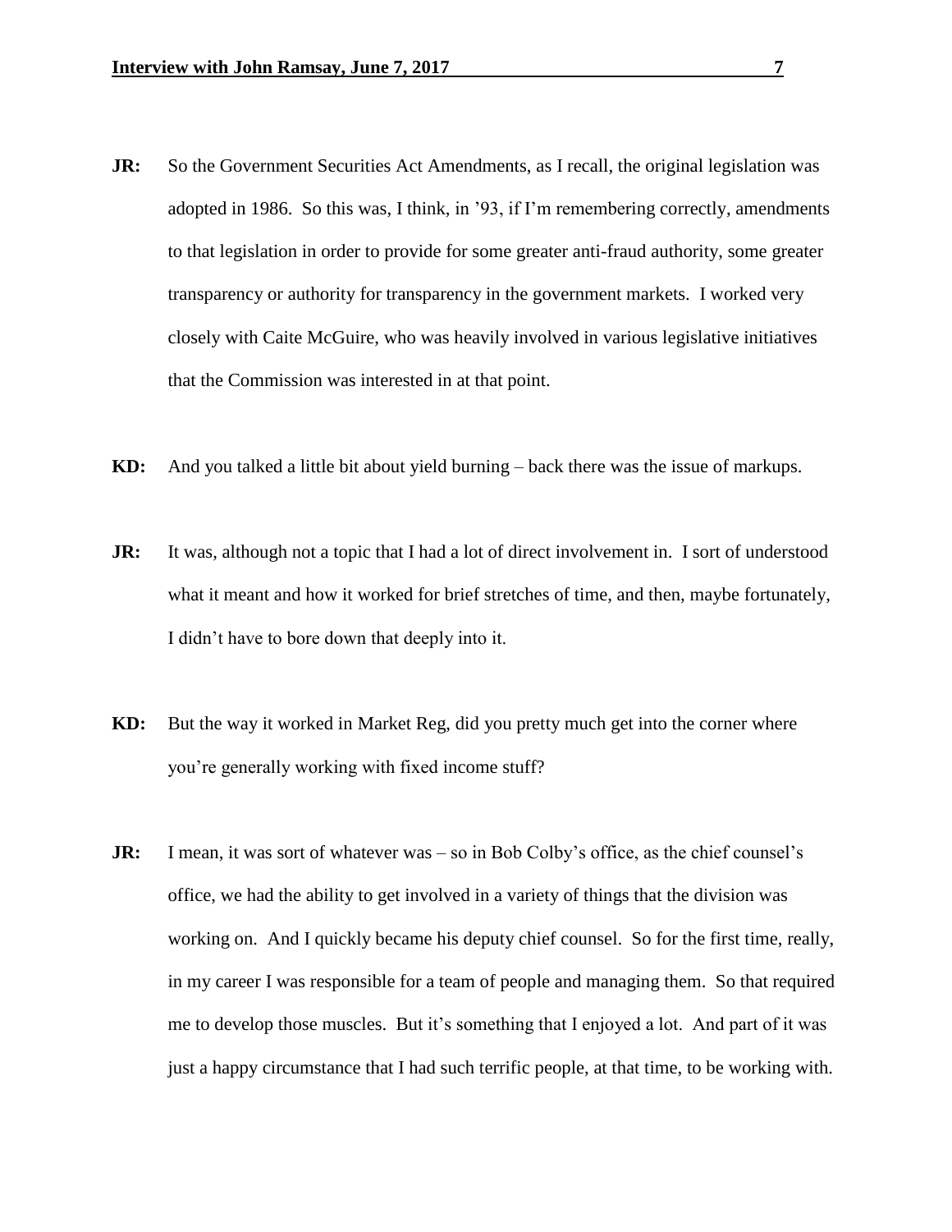**JR:** So the Government Securities Act Amendments, as I recall, the original legislation was adopted in 1986. So this was, I think, in '93, if I'm remembering correctly, amendments to that legislation in order to provide for some greater anti-fraud authority, some greater transparency or authority for transparency in the government markets. I worked very closely with Caite McGuire, who was heavily involved in various legislative initiatives that the Commission was interested in at that point.

**KD:** And you talked a little bit about yield burning – back there was the issue of markups.

**JR:** It was, although not a topic that I had a lot of direct involvement in. I sort of understood what it meant and how it worked for brief stretches of time, and then, maybe fortunately, I didn't have to bore down that deeply into it.

**KD:** But the way it worked in Market Reg, did you pretty much get into the corner where you're generally working with fixed income stuff?

**JR:** I mean, it was sort of whatever was – so in Bob Colby's office, as the chief counsel's office, we had the ability to get involved in a variety of things that the division was working on. And I quickly became his deputy chief counsel. So for the first time, really, in my career I was responsible for a team of people and managing them. So that required me to develop those muscles. But it's something that I enjoyed a lot. And part of it was just a happy circumstance that I had such terrific people, at that time, to be working with.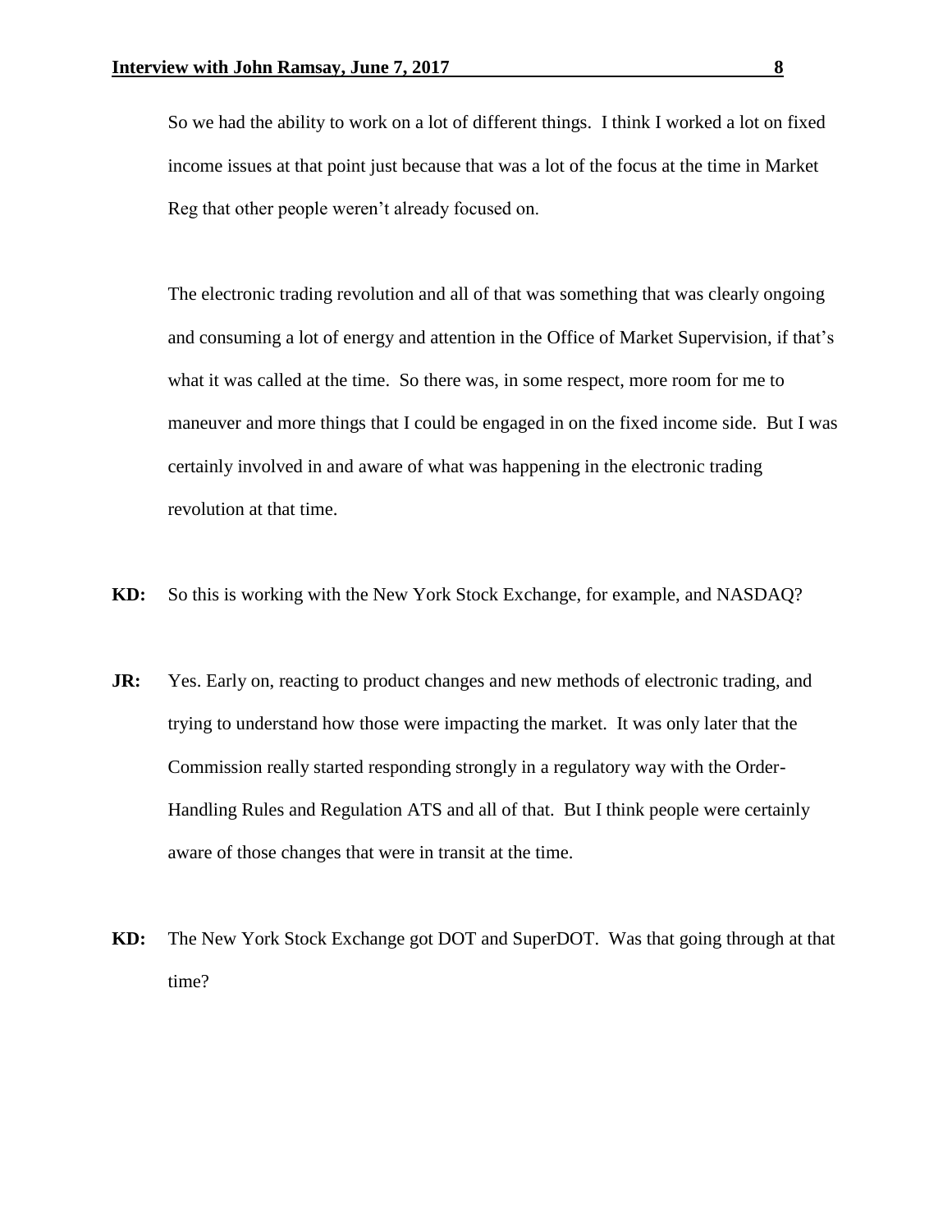So we had the ability to work on a lot of different things. I think I worked a lot on fixed income issues at that point just because that was a lot of the focus at the time in Market Reg that other people weren't already focused on.

The electronic trading revolution and all of that was something that was clearly ongoing and consuming a lot of energy and attention in the Office of Market Supervision, if that's what it was called at the time. So there was, in some respect, more room for me to maneuver and more things that I could be engaged in on the fixed income side. But I was certainly involved in and aware of what was happening in the electronic trading revolution at that time.

**KD:** So this is working with the New York Stock Exchange, for example, and NASDAQ?

**JR:** Yes. Early on, reacting to product changes and new methods of electronic trading, and trying to understand how those were impacting the market. It was only later that the Commission really started responding strongly in a regulatory way with the Order-Handling Rules and Regulation ATS and all of that. But I think people were certainly aware of those changes that were in transit at the time.

**KD:** The New York Stock Exchange got DOT and SuperDOT. Was that going through at that time?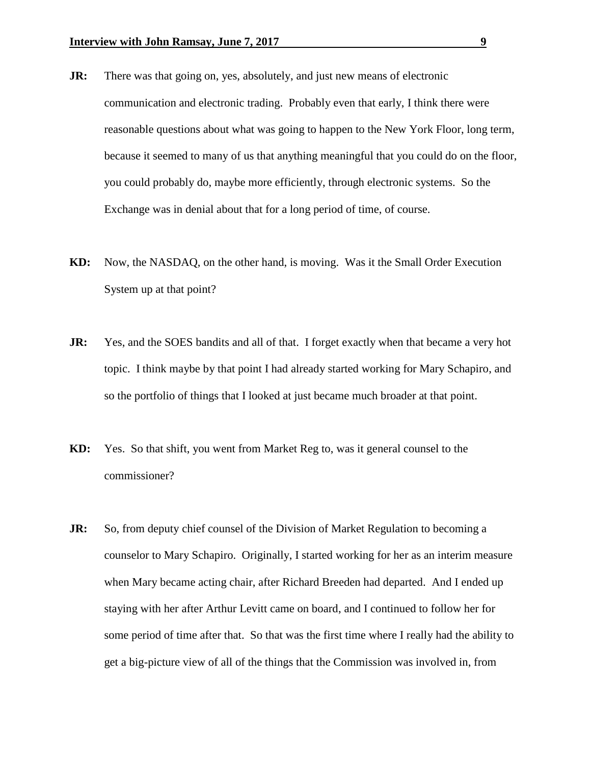**JR:** There was that going on, yes, absolutely, and just new means of electronic communication and electronic trading. Probably even that early, I think there were reasonable questions about what was going to happen to the New York Floor, long term, because it seemed to many of us that anything meaningful that you could do on the floor, you could probably do, maybe more efficiently, through electronic systems. So the Exchange was in denial about that for a long period of time, of course.

**KD:** Now, the NASDAQ, on the other hand, is moving. Was it the Small Order Execution System up at that point?

**JR:** Yes, and the SOES bandits and all of that. I forget exactly when that became a very hot topic. I think maybe by that point I had already started working for Mary Schapiro, and so the portfolio of things that I looked at just became much broader at that point.

**KD:** Yes. So that shift, you went from Market Reg to, was it general counsel to the commissioner?

**JR:** So, from deputy chief counsel of the Division of Market Regulation to becoming a counselor to Mary Schapiro. Originally, I started working for her as an interim measure when Mary became acting chair, after Richard Breeden had departed. And I ended up staying with her after Arthur Levitt came on board, and I continued to follow her for some period of time after that. So that was the first time where I really had the ability to get a big-picture view of all of the things that the Commission was involved in, from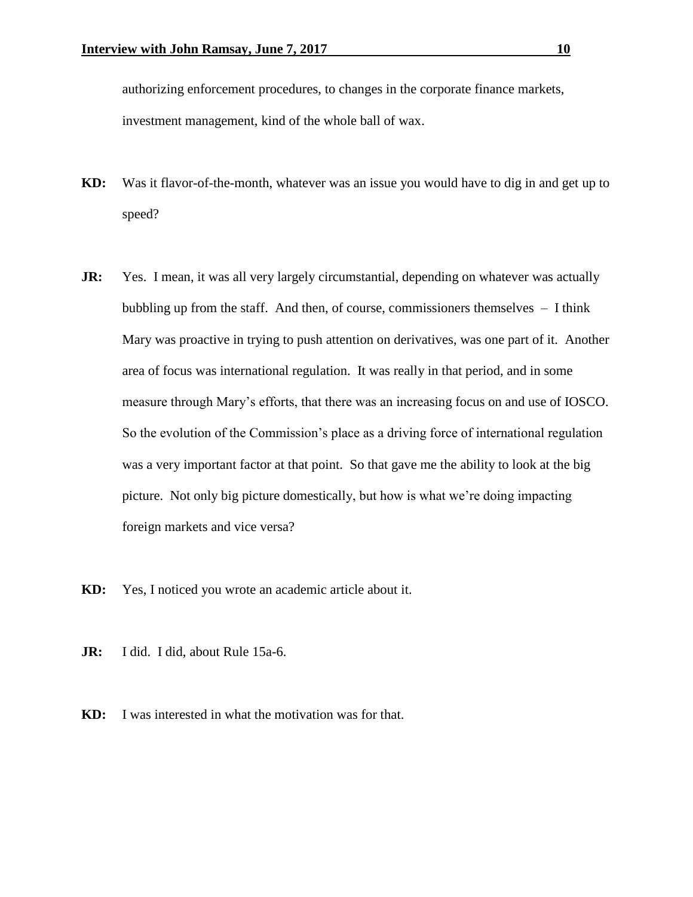authorizing enforcement procedures, to changes in the corporate finance markets, investment management, kind of the whole ball of wax.

**KD:** Was it flavor-of-the-month, whatever was an issue you would have to dig in and get up to speed?

**JR:** Yes. I mean, it was all very largely circumstantial, depending on whatever was actually bubbling up from the staff. And then, of course, commissioners themselves – I think Mary was proactive in trying to push attention on derivatives, was one part of it. Another area of focus was international regulation. It was really in that period, and in some measure through Mary's efforts, that there was an increasing focus on and use of IOSCO. So the evolution of the Commission's place as a driving force of international regulation was a very important factor at that point. So that gave me the ability to look at the big picture. Not only big picture domestically, but how is what we're doing impacting foreign markets and vice versa?

**KD:** Yes, I noticed you wrote an academic article about it.

**JR:** I did. I did, about Rule 15a-6.

**KD:** I was interested in what the motivation was for that.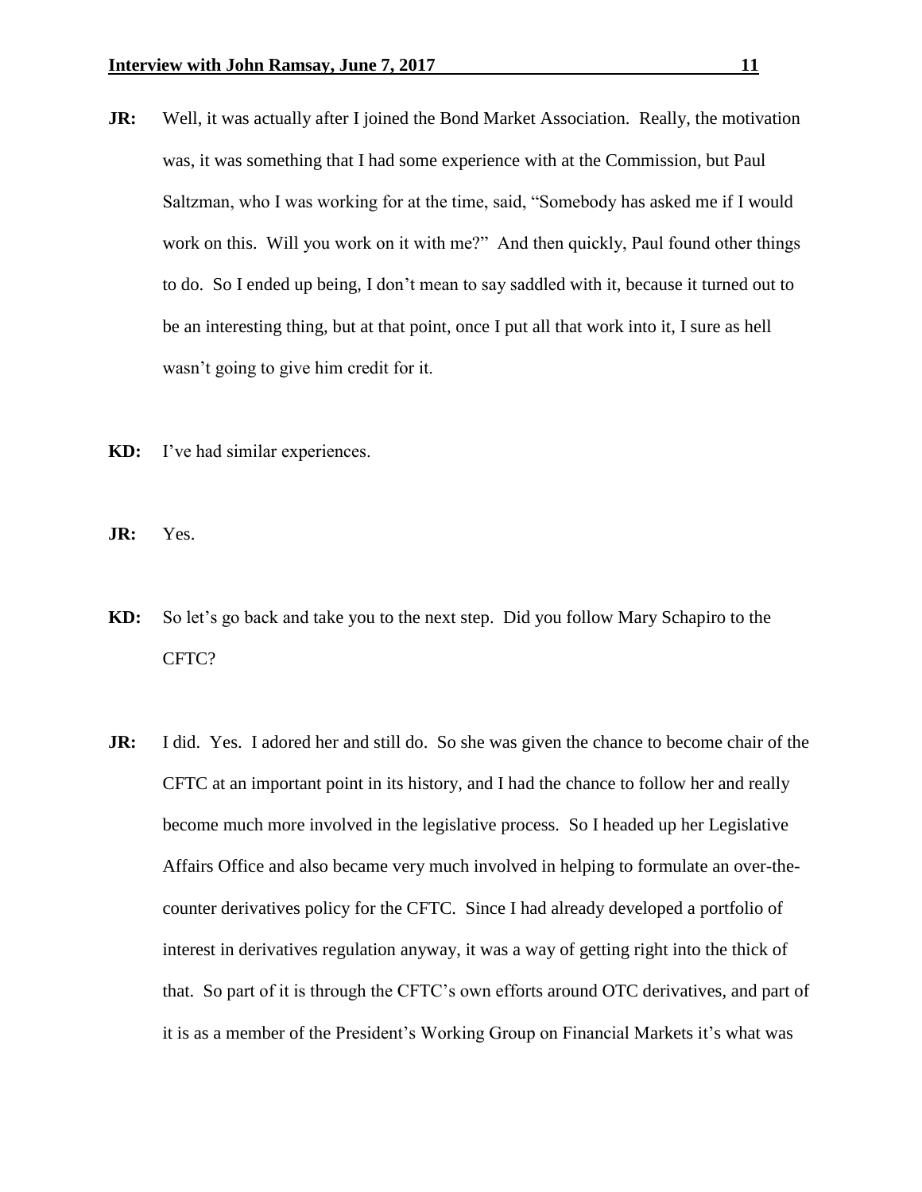**JR:** Well, it was actually after I joined the Bond Market Association. Really, the motivation was, it was something that I had some experience with at the Commission, but Paul Saltzman, who I was working for at the time, said, "Somebody has asked me if I would work on this. Will you work on it with me?" And then quickly, Paul found other things to do. So I ended up being, I don't mean to say saddled with it, because it turned out to be an interesting thing, but at that point, once I put all that work into it, I sure as hell wasn't going to give him credit for it.

**KD:** I've had similar experiences.

**JR:** Yes.

**KD:** So let's go back and take you to the next step. Did you follow Mary Schapiro to the CFTC?

**JR:** I did. Yes. I adored her and still do. So she was given the chance to become chair of the CFTC at an important point in its history, and I had the chance to follow her and really become much more involved in the legislative process. So I headed up her Legislative Affairs Office and also became very much involved in helping to formulate an over-the-counter derivatives policy for the CFTC. Since I had already developed a portfolio of interest in derivatives regulation anyway, it was a way of getting right into the thick of that. So part of it is through the CFTC's own efforts around OTC derivatives, and part of it is as a member of the President's Working Group on Financial Markets it's what was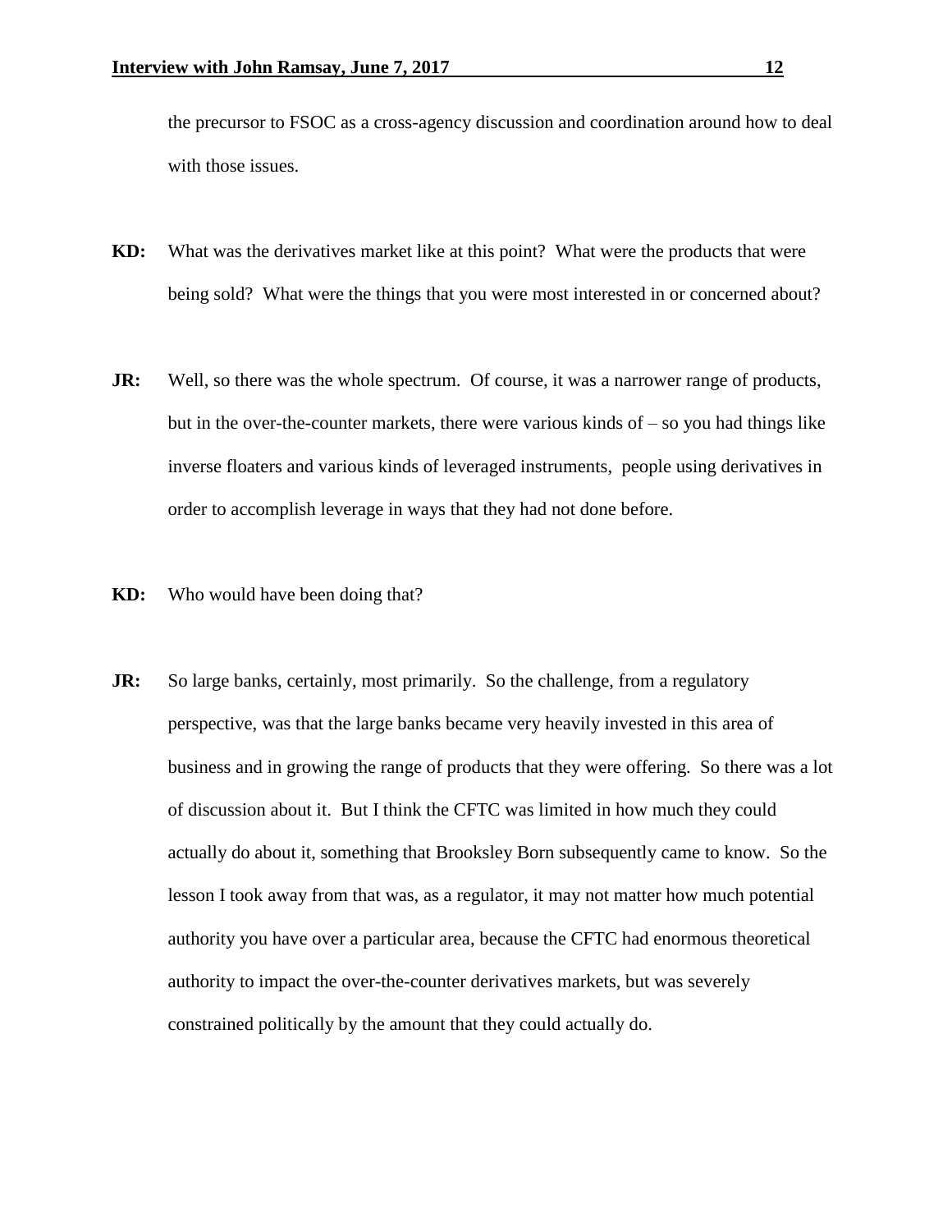the precursor to FSOC as a cross-agency discussion and coordination around how to deal with those issues.

**KD:** What was the derivatives market like at this point? What were the products that were being sold? What were the things that you were most interested in or concerned about?

**JR:** Well, so there was the whole spectrum. Of course, it was a narrower range of products, but in the over-the-counter markets, there were various kinds of – so you had things like inverse floaters and various kinds of leveraged instruments, people using derivatives in order to accomplish leverage in ways that they had not done before.

**KD:** Who would have been doing that?

**JR:** So large banks, certainly, most primarily. So the challenge, from a regulatory perspective, was that the large banks became very heavily invested in this area of business and in growing the range of products that they were offering. So there was a lot of discussion about it. But I think the CFTC was limited in how much they could actually do about it, something that Brooksley Born subsequently came to know. So the lesson I took away from that was, as a regulator, it may not matter how much potential authority you have over a particular area, because the CFTC had enormous theoretical authority to impact the over-the-counter derivatives markets, but was severely constrained politically by the amount that they could actually do.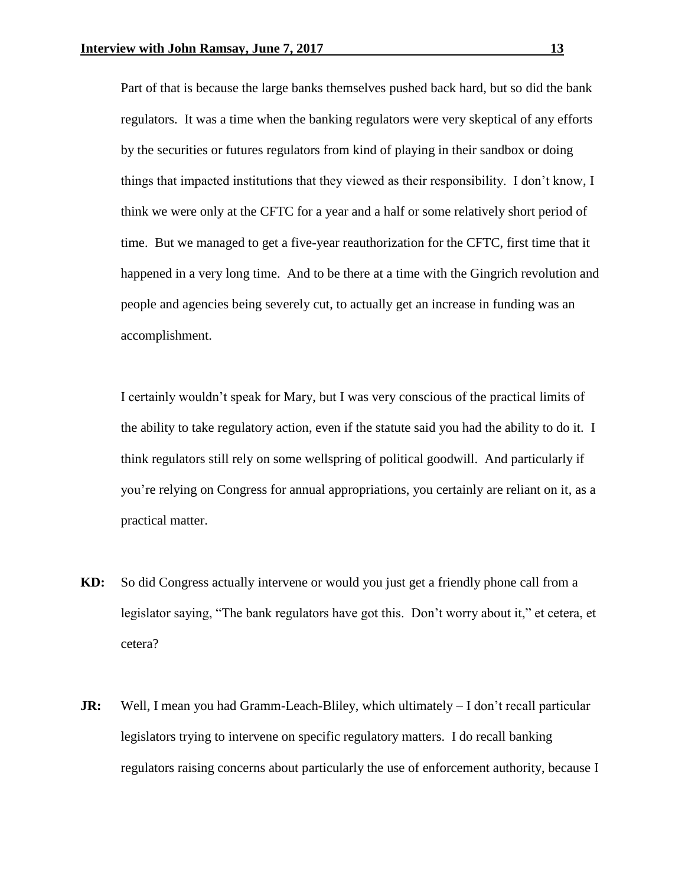Part of that is because the large banks themselves pushed back hard, but so did the bank regulators. It was a time when the banking regulators were very skeptical of any efforts by the securities or futures regulators from kind of playing in their sandbox or doing things that impacted institutions that they viewed as their responsibility. I don't know, I think we were only at the CFTC for a year and a half or some relatively short period of time. But we managed to get a five-year reauthorization for the CFTC, first time that it happened in a very long time. And to be there at a time with the Gingrich revolution and people and agencies being severely cut, to actually get an increase in funding was an accomplishment.

I certainly wouldn't speak for Mary, but I was very conscious of the practical limits of the ability to take regulatory action, even if the statute said you had the ability to do it. I think regulators still rely on some wellspring of political goodwill. And particularly if you're relying on Congress for annual appropriations, you certainly are reliant on it, as a practical matter.

**KD:** So did Congress actually intervene or would you just get a friendly phone call from a legislator saying, "The bank regulators have got this. Don't worry about it," et cetera, et cetera?

**JR:** Well, I mean you had Gramm-Leach-Bliley, which ultimately – I don't recall particular legislators trying to intervene on specific regulatory matters. I do recall banking regulators raising concerns about particularly the use of enforcement authority, because I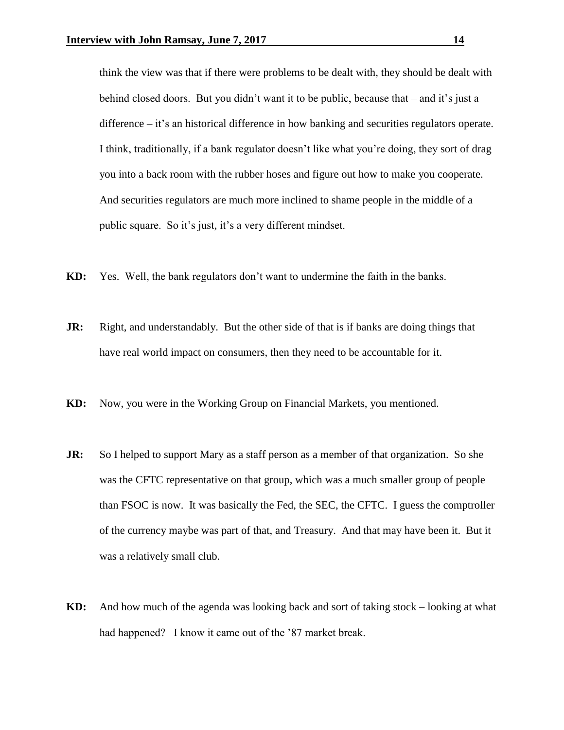think the view was that if there were problems to be dealt with, they should be dealt with behind closed doors. But you didn't want it to be public, because that – and it's just a difference – it's an historical difference in how banking and securities regulators operate. I think, traditionally, if a bank regulator doesn't like what you're doing, they sort of drag you into a back room with the rubber hoses and figure out how to make you cooperate. And securities regulators are much more inclined to shame people in the middle of a public square. So it's just, it's a very different mindset.

**KD:** Yes. Well, the bank regulators don't want to undermine the faith in the banks.

**JR:** Right, and understandably. But the other side of that is if banks are doing things that have real world impact on consumers, then they need to be accountable for it.

**KD:** Now, you were in the Working Group on Financial Markets, you mentioned.

**JR:** So I helped to support Mary as a staff person as a member of that organization. So she was the CFTC representative on that group, which was a much smaller group of people than FSOC is now. It was basically the Fed, the SEC, the CFTC. I guess the comptroller of the currency maybe was part of that, and Treasury. And that may have been it. But it was a relatively small club.

**KD:** And how much of the agenda was looking back and sort of taking stock – looking at what had happened? I know it came out of the '87 market break.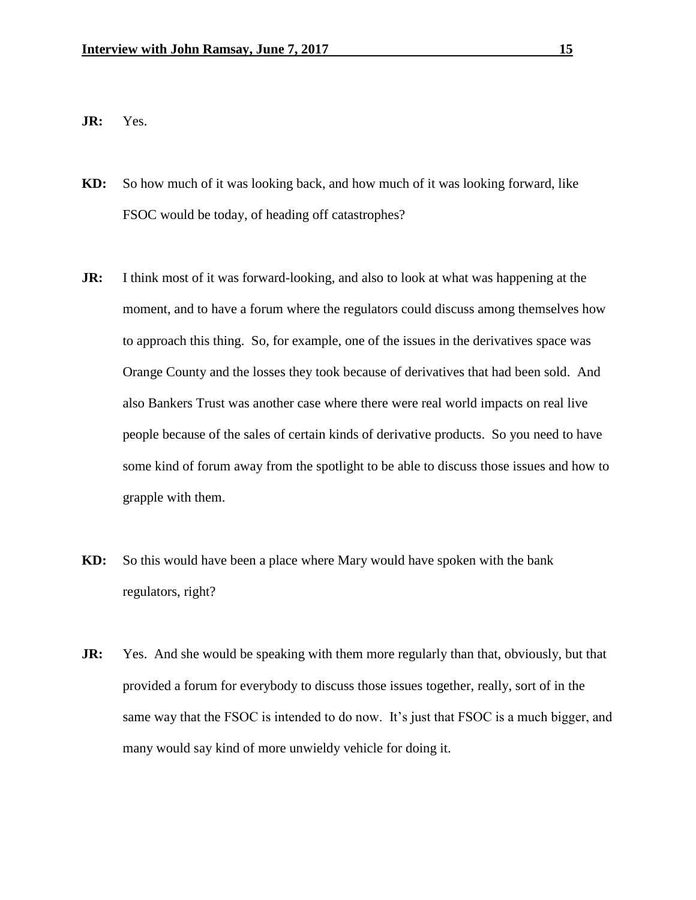**JR:** Yes.

**KD:** So how much of it was looking back, and how much of it was looking forward, like FSOC would be today, of heading off catastrophes?

**JR:** I think most of it was forward-looking, and also to look at what was happening at the moment, and to have a forum where the regulators could discuss among themselves how to approach this thing. So, for example, one of the issues in the derivatives space was Orange County and the losses they took because of derivatives that had been sold. And also Bankers Trust was another case where there were real world impacts on real live people because of the sales of certain kinds of derivative products. So you need to have some kind of forum away from the spotlight to be able to discuss those issues and how to grapple with them.

**KD:** So this would have been a place where Mary would have spoken with the bank regulators, right?

**JR:** Yes. And she would be speaking with them more regularly than that, obviously, but that provided a forum for everybody to discuss those issues together, really, sort of in the same way that the FSOC is intended to do now. It's just that FSOC is a much bigger, and many would say kind of more unwieldy vehicle for doing it.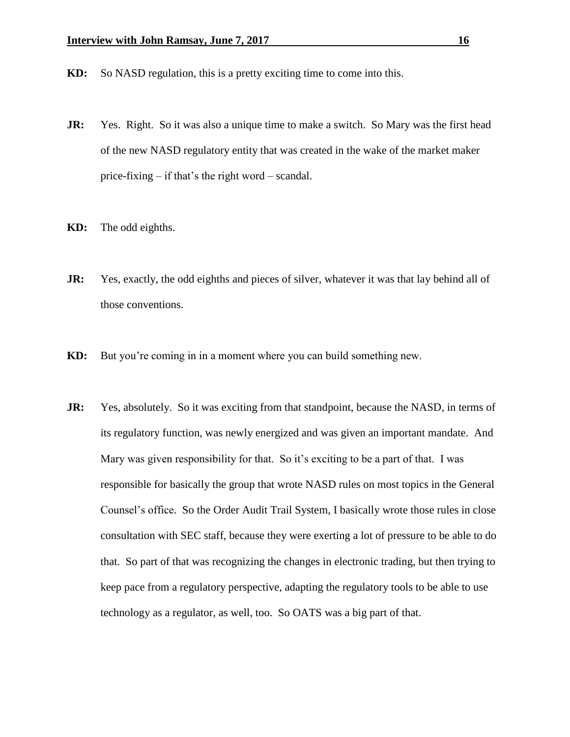**KD:** So NASD regulation, this is a pretty exciting time to come into this.

**JR:** Yes. Right. So it was also a unique time to make a switch. So Mary was the first head of the new NASD regulatory entity that was created in the wake of the market maker price-fixing – if that's the right word – scandal.

**KD:** The odd eighths.

**JR:** Yes, exactly, the odd eighths and pieces of silver, whatever it was that lay behind all of those conventions.

**KD:** But you're coming in in a moment where you can build something new.

**JR:** Yes, absolutely. So it was exciting from that standpoint, because the NASD, in terms of its regulatory function, was newly energized and was given an important mandate. And Mary was given responsibility for that. So it's exciting to be a part of that. I was responsible for basically the group that wrote NASD rules on most topics in the General Counsel's office. So the Order Audit Trail System, I basically wrote those rules in close consultation with SEC staff, because they were exerting a lot of pressure to be able to do that. So part of that was recognizing the changes in electronic trading, but then trying to keep pace from a regulatory perspective, adapting the regulatory tools to be able to use technology as a regulator, as well, too. So OATS was a big part of that.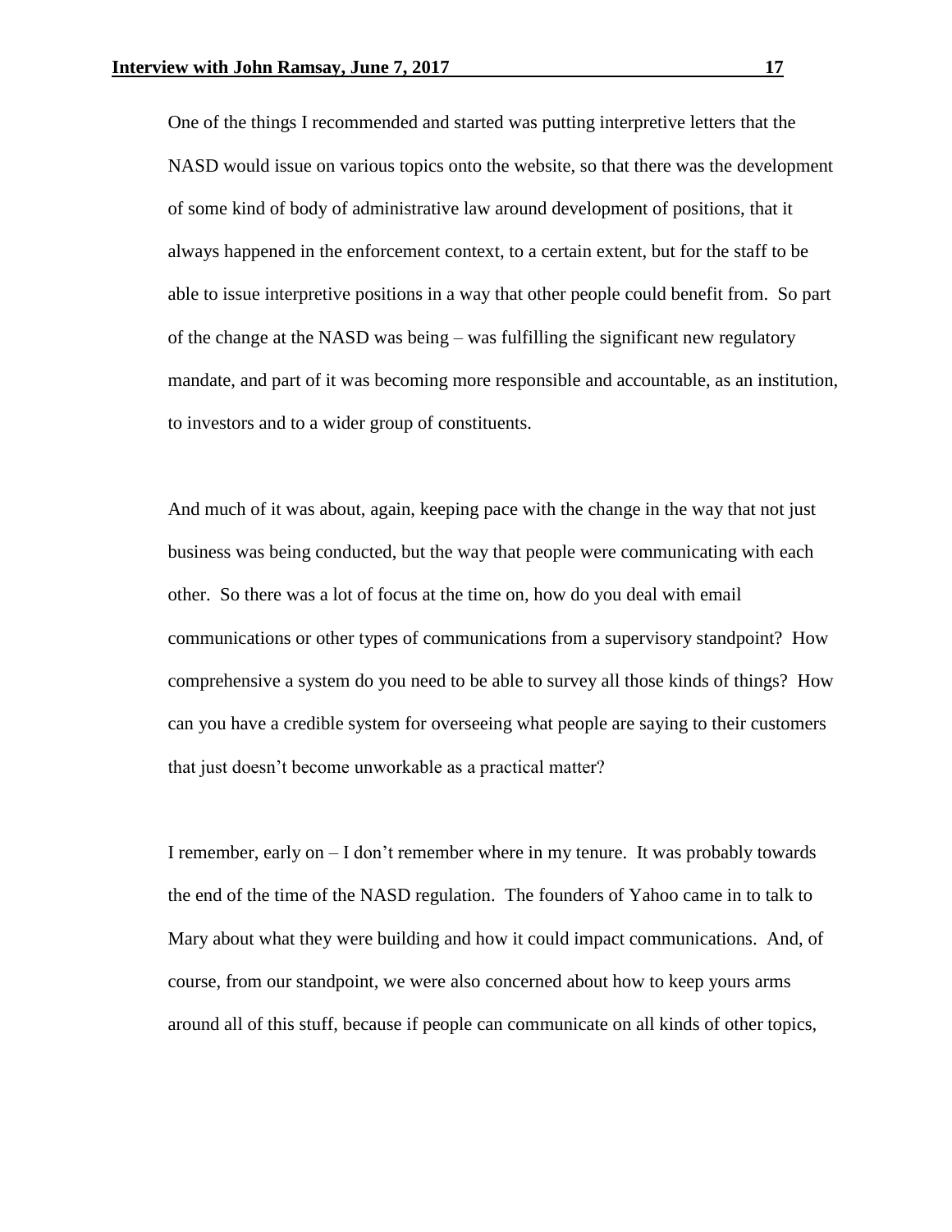One of the things I recommended and started was putting interpretive letters that the NASD would issue on various topics onto the website, so that there was the development of some kind of body of administrative law around development of positions, that it always happened in the enforcement context, to a certain extent, but for the staff to be able to issue interpretive positions in a way that other people could benefit from. So part of the change at the NASD was being – was fulfilling the significant new regulatory mandate, and part of it was becoming more responsible and accountable, as an institution, to investors and to a wider group of constituents.

And much of it was about, again, keeping pace with the change in the way that not just business was being conducted, but the way that people were communicating with each other. So there was a lot of focus at the time on, how do you deal with email communications or other types of communications from a supervisory standpoint? How comprehensive a system do you need to be able to survey all those kinds of things? How can you have a credible system for overseeing what people are saying to their customers that just doesn't become unworkable as a practical matter?

I remember, early on – I don't remember where in my tenure. It was probably towards the end of the time of the NASD regulation. The founders of Yahoo came in to talk to Mary about what they were building and how it could impact communications. And, of course, from our standpoint, we were also concerned about how to keep yours arms around all of this stuff, because if people can communicate on all kinds of other topics,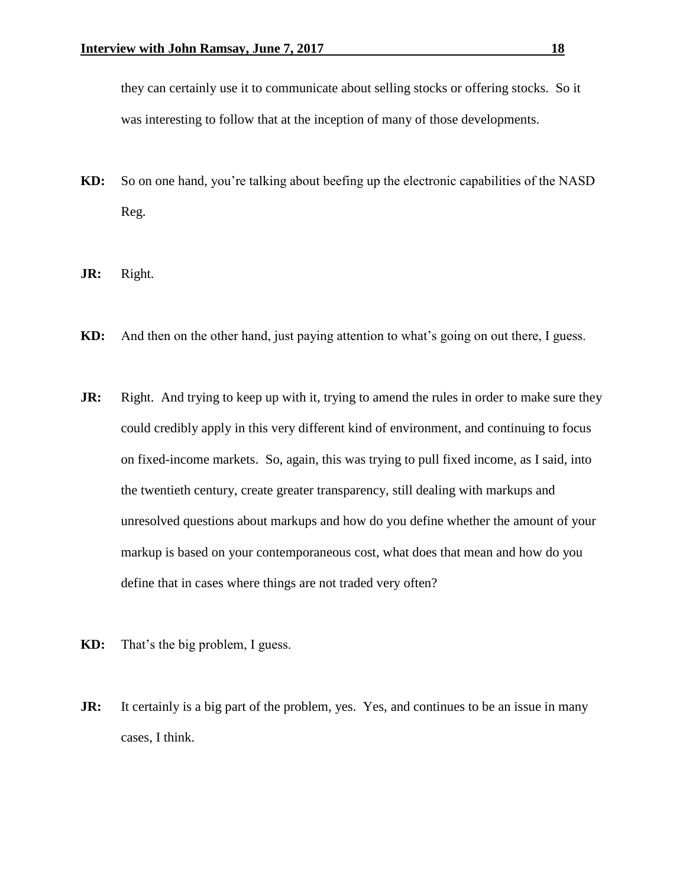they can certainly use it to communicate about selling stocks or offering stocks. So it was interesting to follow that at the inception of many of those developments.

**KD:** So on one hand, you're talking about beefing up the electronic capabilities of the NASD Reg.

**JR:** Right.

**KD:** And then on the other hand, just paying attention to what's going on out there, I guess.

**JR:** Right. And trying to keep up with it, trying to amend the rules in order to make sure they could credibly apply in this very different kind of environment, and continuing to focus on fixed-income markets. So, again, this was trying to pull fixed income, as I said, into the twentieth century, create greater transparency, still dealing with markups and unresolved questions about markups and how do you define whether the amount of your markup is based on your contemporaneous cost, what does that mean and how do you define that in cases where things are not traded very often?

**KD:** That's the big problem, I guess.

**JR:** It certainly is a big part of the problem, yes. Yes, and continues to be an issue in many cases, I think.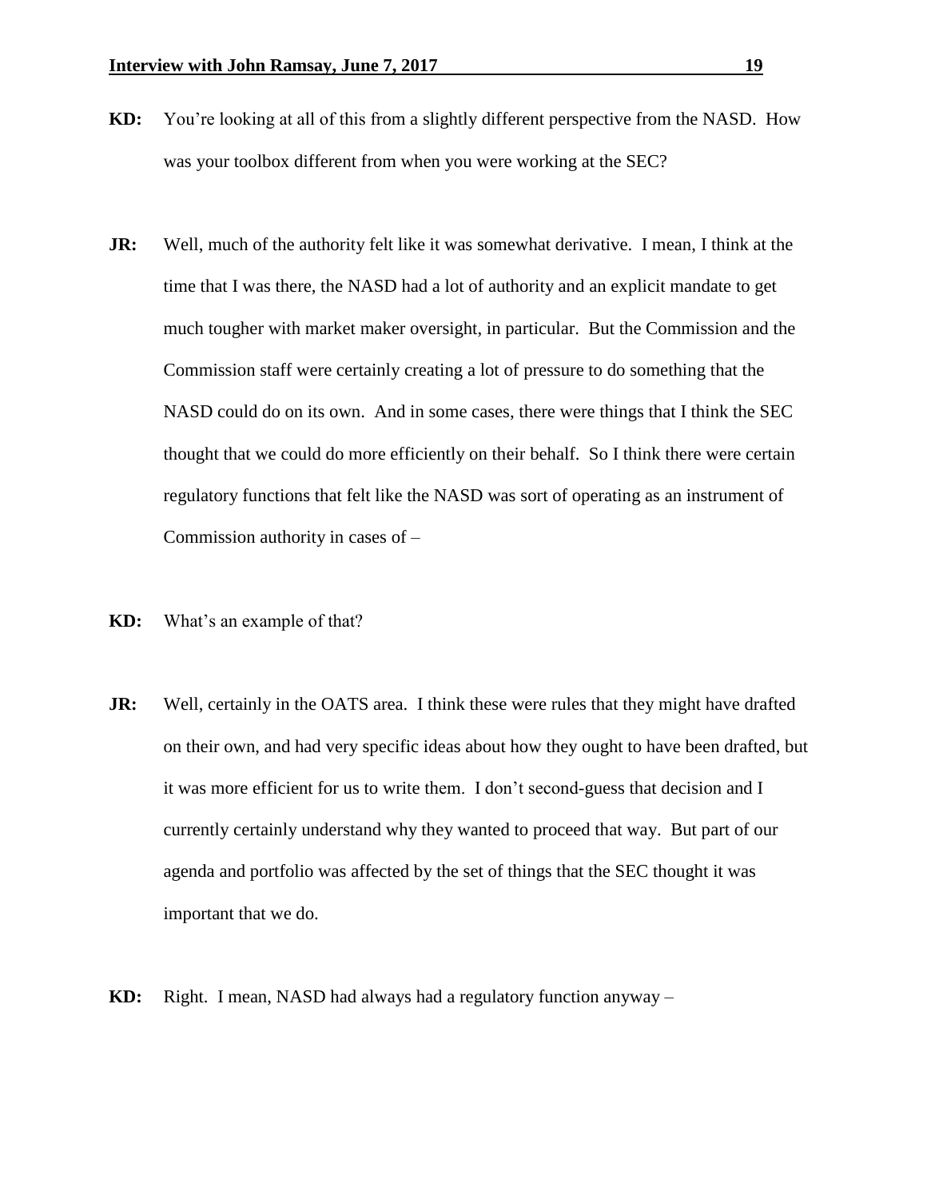**KD:** You're looking at all of this from a slightly different perspective from the NASD. How was your toolbox different from when you were working at the SEC?

**JR:** Well, much of the authority felt like it was somewhat derivative. I mean, I think at the time that I was there, the NASD had a lot of authority and an explicit mandate to get much tougher with market maker oversight, in particular. But the Commission and the Commission staff were certainly creating a lot of pressure to do something that the NASD could do on its own. And in some cases, there were things that I think the SEC thought that we could do more efficiently on their behalf. So I think there were certain regulatory functions that felt like the NASD was sort of operating as an instrument of Commission authority in cases of –

**KD:** What's an example of that?

**JR:** Well, certainly in the OATS area. I think these were rules that they might have drafted on their own, and had very specific ideas about how they ought to have been drafted, but it was more efficient for us to write them. I don't second-guess that decision and I currently certainly understand why they wanted to proceed that way. But part of our agenda and portfolio was affected by the set of things that the SEC thought it was important that we do.

**KD:** Right. I mean, NASD had always had a regulatory function anyway –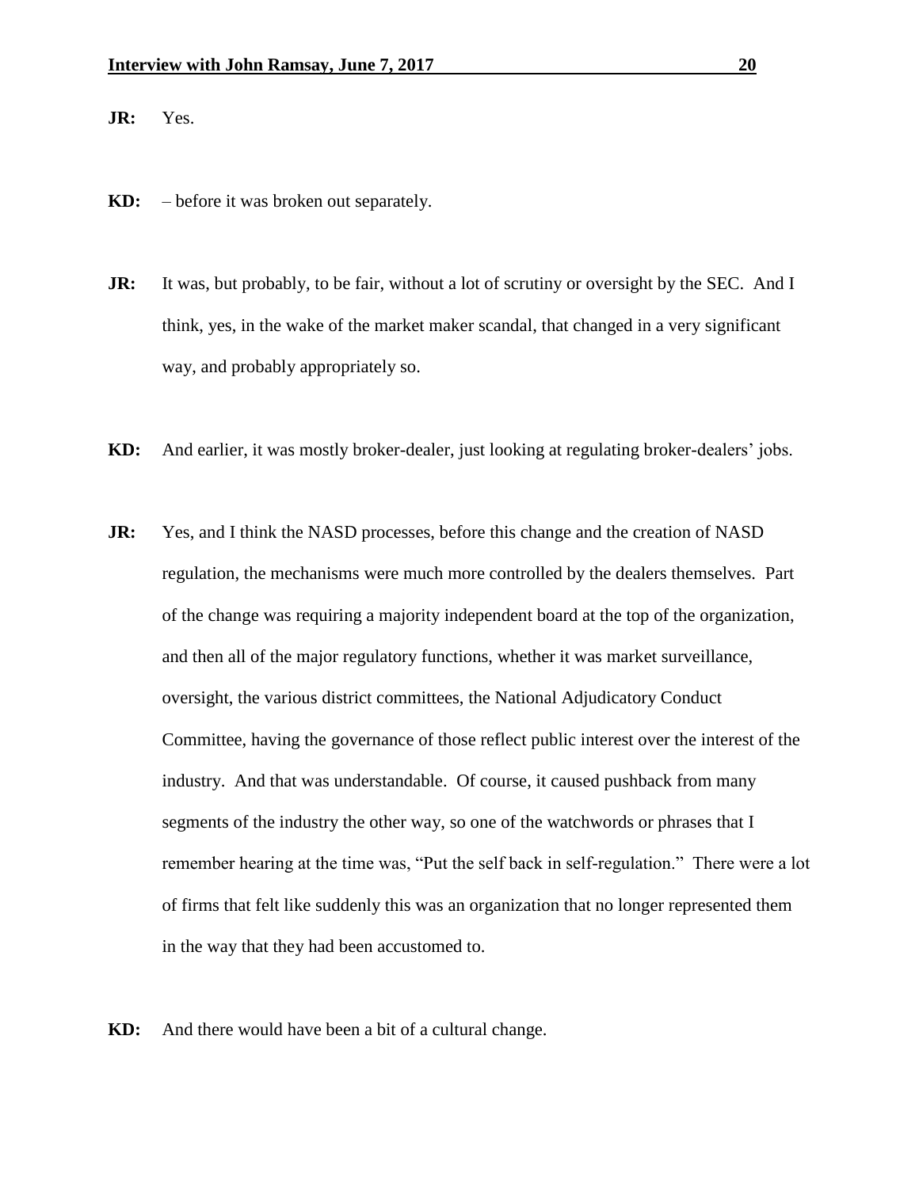**JR:** Yes.

**KD:** – before it was broken out separately.

**JR:** It was, but probably, to be fair, without a lot of scrutiny or oversight by the SEC. And I think, yes, in the wake of the market maker scandal, that changed in a very significant way, and probably appropriately so.

**KD:** And earlier, it was mostly broker-dealer, just looking at regulating broker-dealers' jobs.

**JR:** Yes, and I think the NASD processes, before this change and the creation of NASD regulation, the mechanisms were much more controlled by the dealers themselves. Part of the change was requiring a majority independent board at the top of the organization, and then all of the major regulatory functions, whether it was market surveillance, oversight, the various district committees, the National Adjudicatory Conduct Committee, having the governance of those reflect public interest over the interest of the industry. And that was understandable. Of course, it caused pushback from many segments of the industry the other way, so one of the watchwords or phrases that I remember hearing at the time was, "Put the self back in self-regulation." There were a lot of firms that felt like suddenly this was an organization that no longer represented them in the way that they had been accustomed to.

**KD:** And there would have been a bit of a cultural change.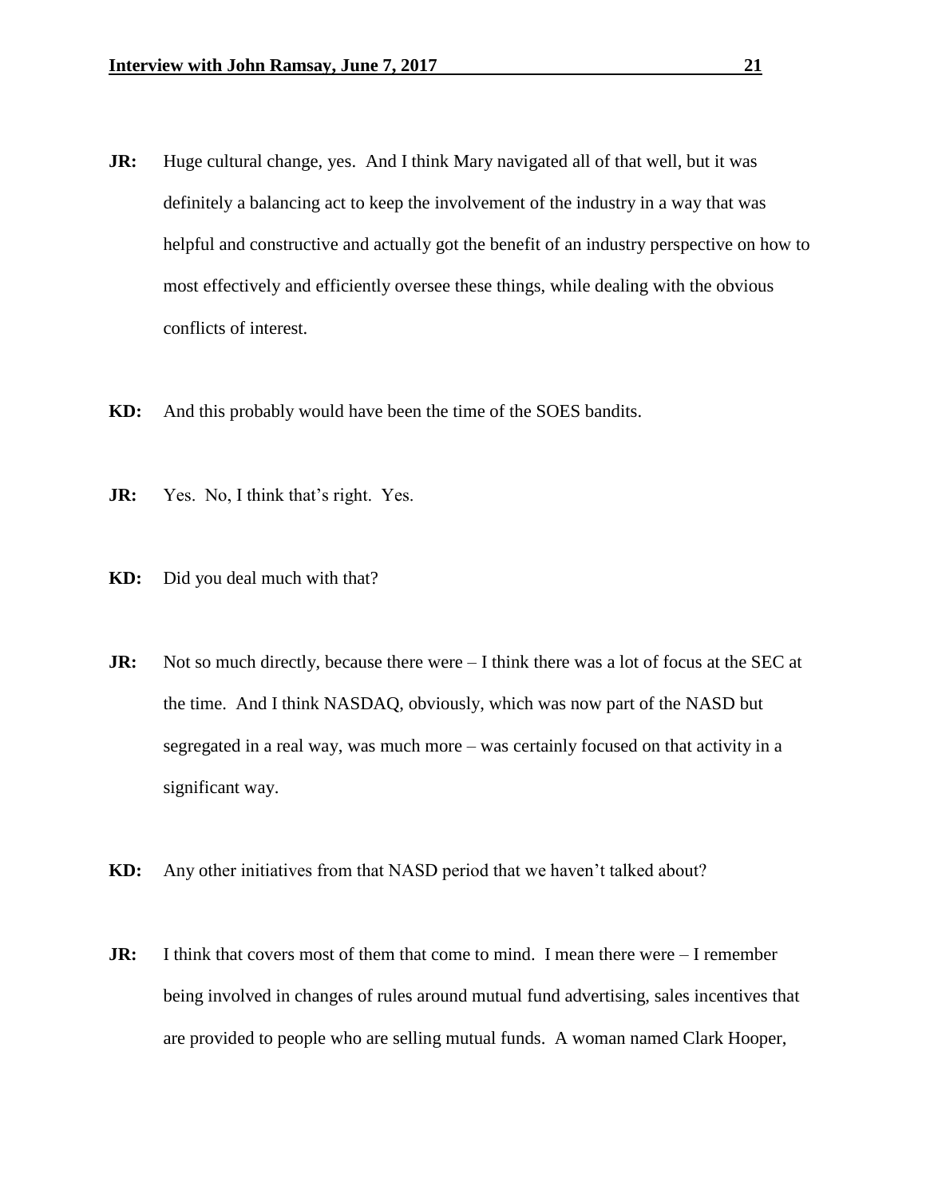**JR:** Huge cultural change, yes. And I think Mary navigated all of that well, but it was definitely a balancing act to keep the involvement of the industry in a way that was helpful and constructive and actually got the benefit of an industry perspective on how to most effectively and efficiently oversee these things, while dealing with the obvious conflicts of interest.

**KD:** And this probably would have been the time of the SOES bandits.

**JR:** Yes. No, I think that's right. Yes.

**KD:** Did you deal much with that?

**JR:** Not so much directly, because there were – I think there was a lot of focus at the SEC at the time. And I think NASDAQ, obviously, which was now part of the NASD but segregated in a real way, was much more – was certainly focused on that activity in a significant way.

**KD:** Any other initiatives from that NASD period that we haven't talked about?

**JR:** I think that covers most of them that come to mind. I mean there were – I remember being involved in changes of rules around mutual fund advertising, sales incentives that are provided to people who are selling mutual funds. A woman named Clark Hooper,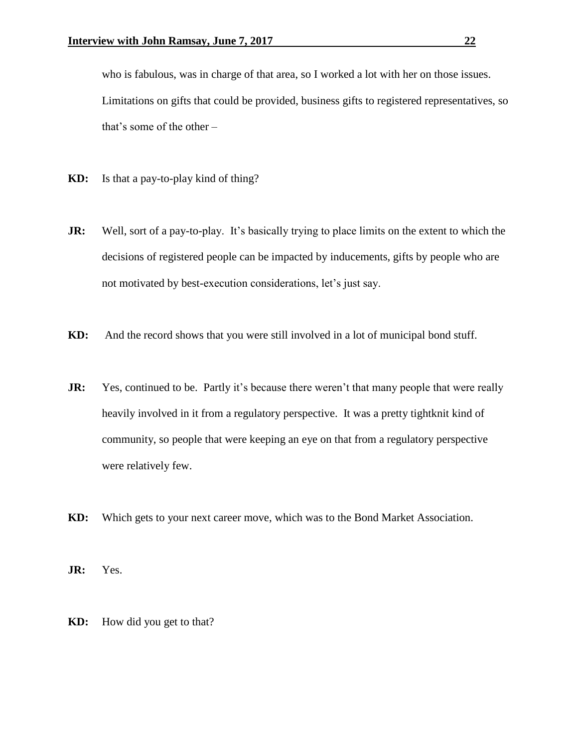who is fabulous, was in charge of that area, so I worked a lot with her on those issues. Limitations on gifts that could be provided, business gifts to registered representatives, so that's some of the other –

**KD:** Is that a pay-to-play kind of thing?

**JR:** Well, sort of a pay-to-play. It's basically trying to place limits on the extent to which the decisions of registered people can be impacted by inducements, gifts by people who are not motivated by best-execution considerations, let's just say.

**KD:** And the record shows that you were still involved in a lot of municipal bond stuff.

**JR:** Yes, continued to be. Partly it's because there weren't that many people that were really heavily involved in it from a regulatory perspective. It was a pretty tightknit kind of community, so people that were keeping an eye on that from a regulatory perspective were relatively few.

**KD:** Which gets to your next career move, which was to the Bond Market Association.

**JR:** Yes.

**KD:** How did you get to that?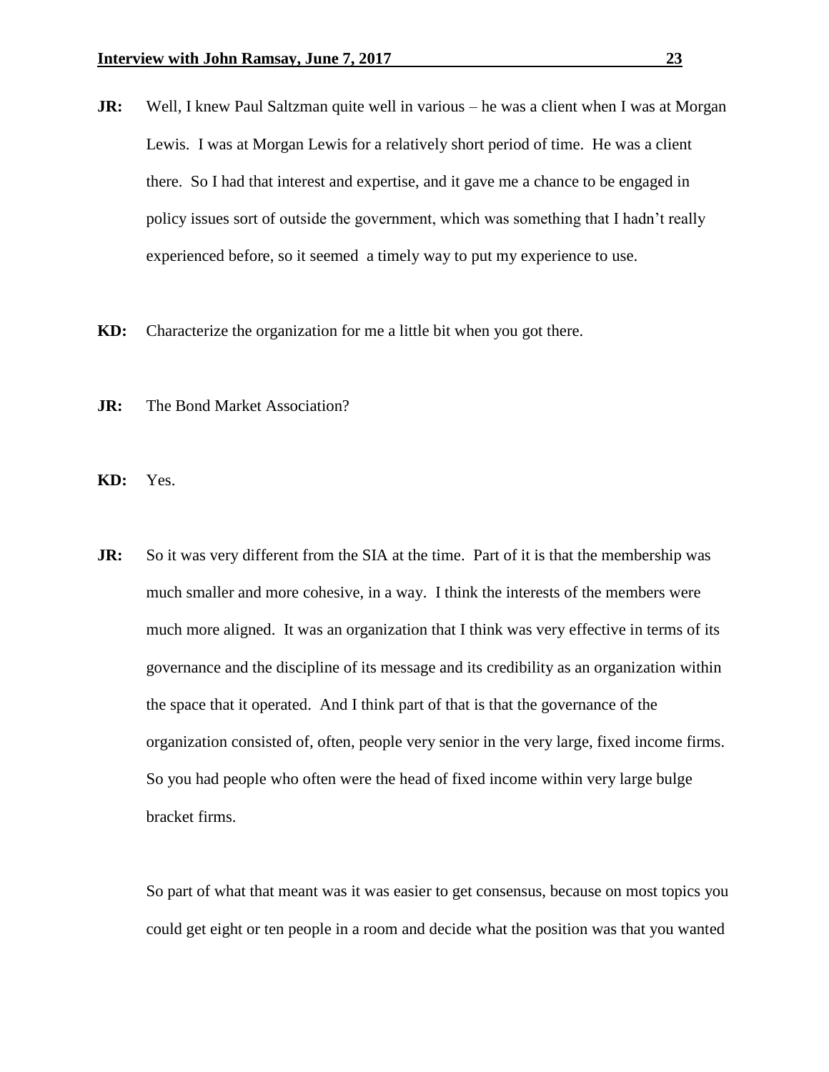**JR:** Well, I knew Paul Saltzman quite well in various – he was a client when I was at Morgan Lewis. I was at Morgan Lewis for a relatively short period of time. He was a client there. So I had that interest and expertise, and it gave me a chance to be engaged in policy issues sort of outside the government, which was something that I hadn't really experienced before, so it seemed a timely way to put my experience to use.

**KD:** Characterize the organization for me a little bit when you got there.

**JR:** The Bond Market Association?

**KD:** Yes.

**JR:** So it was very different from the SIA at the time. Part of it is that the membership was much smaller and more cohesive, in a way. I think the interests of the members were much more aligned. It was an organization that I think was very effective in terms of its governance and the discipline of its message and its credibility as an organization within the space that it operated. And I think part of that is that the governance of the organization consisted of, often, people very senior in the very large, fixed income firms. So you had people who often were the head of fixed income within very large bulge bracket firms.

So part of what that meant was it was easier to get consensus, because on most topics you could get eight or ten people in a room and decide what the position was that you wanted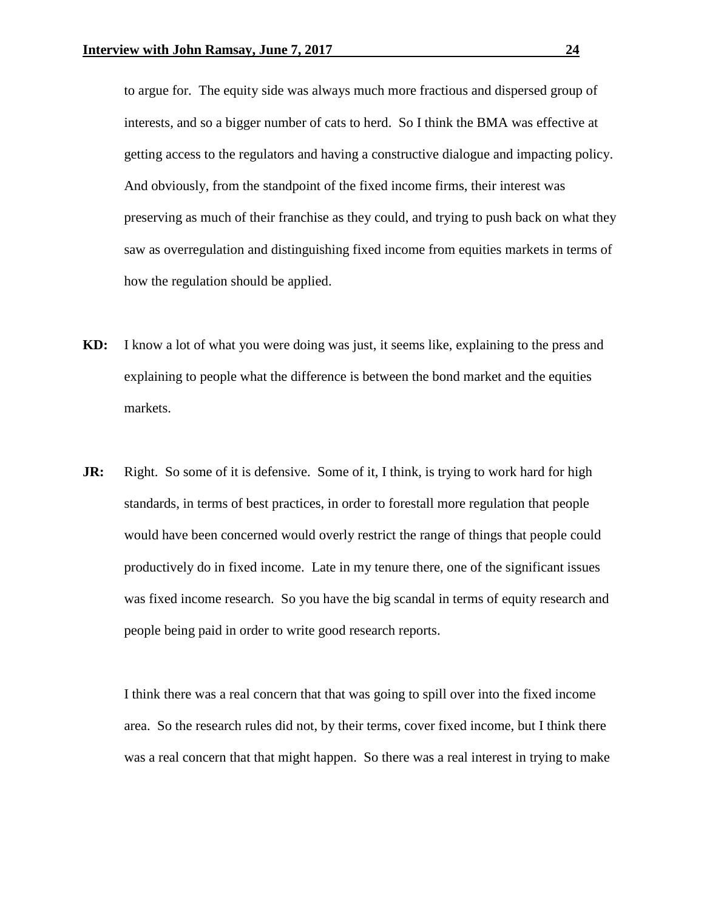to argue for. The equity side was always much more fractious and dispersed group of interests, and so a bigger number of cats to herd. So I think the BMA was effective at getting access to the regulators and having a constructive dialogue and impacting policy. And obviously, from the standpoint of the fixed income firms, their interest was preserving as much of their franchise as they could, and trying to push back on what they saw as overregulation and distinguishing fixed income from equities markets in terms of how the regulation should be applied.

**KD:** I know a lot of what you were doing was just, it seems like, explaining to the press and explaining to people what the difference is between the bond market and the equities markets.

**JR:** Right. So some of it is defensive. Some of it, I think, is trying to work hard for high standards, in terms of best practices, in order to forestall more regulation that people would have been concerned would overly restrict the range of things that people could productively do in fixed income. Late in my tenure there, one of the significant issues was fixed income research. So you have the big scandal in terms of equity research and people being paid in order to write good research reports.

I think there was a real concern that that was going to spill over into the fixed income area. So the research rules did not, by their terms, cover fixed income, but I think there was a real concern that that might happen. So there was a real interest in trying to make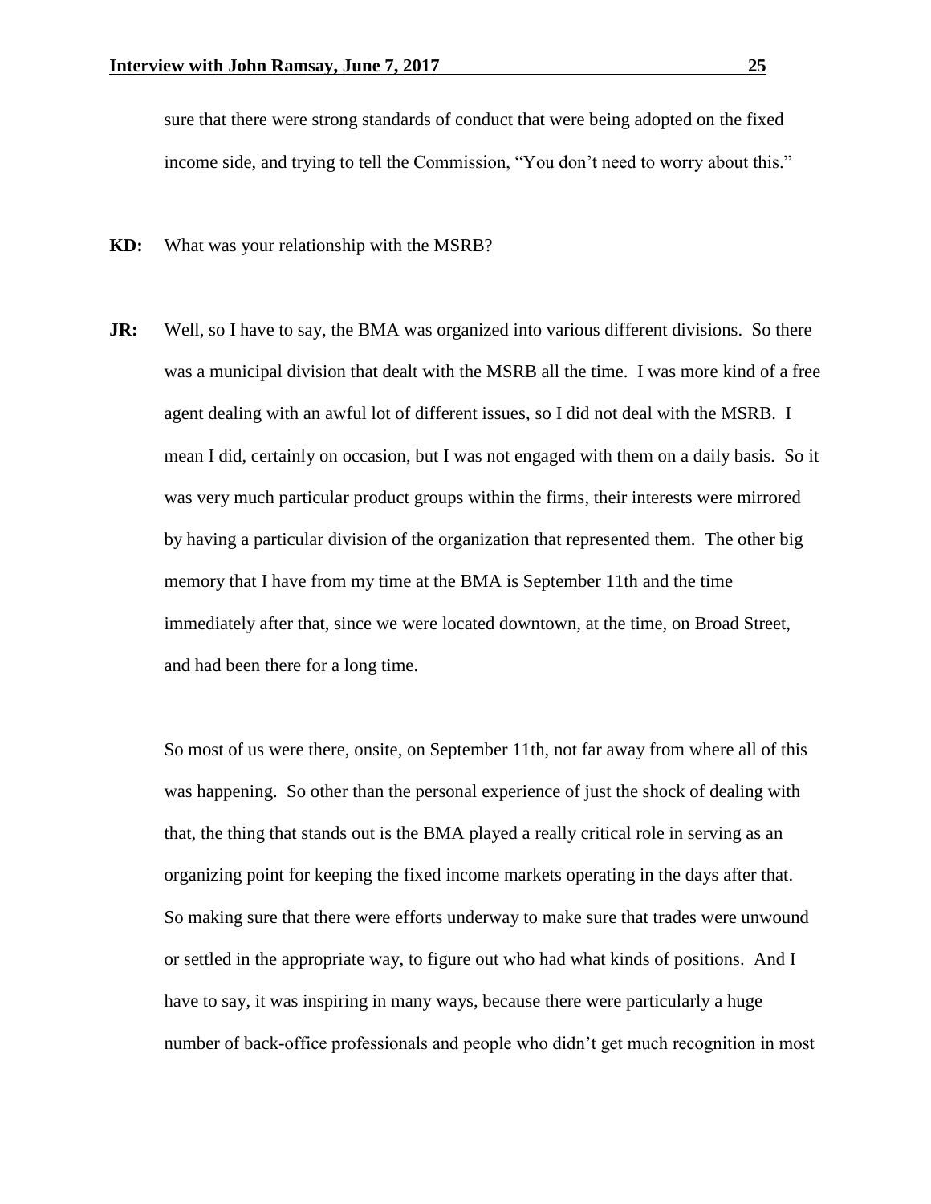sure that there were strong standards of conduct that were being adopted on the fixed income side, and trying to tell the Commission, "You don't need to worry about this."

**KD:** What was your relationship with the MSRB?

**JR:** Well, so I have to say, the BMA was organized into various different divisions. So there was a municipal division that dealt with the MSRB all the time. I was more kind of a free agent dealing with an awful lot of different issues, so I did not deal with the MSRB. I mean I did, certainly on occasion, but I was not engaged with them on a daily basis. So it was very much particular product groups within the firms, their interests were mirrored by having a particular division of the organization that represented them. The other big memory that I have from my time at the BMA is September 11th and the time immediately after that, since we were located downtown, at the time, on Broad Street, and had been there for a long time.

So most of us were there, onsite, on September 11th, not far away from where all of this was happening. So other than the personal experience of just the shock of dealing with that, the thing that stands out is the BMA played a really critical role in serving as an organizing point for keeping the fixed income markets operating in the days after that. So making sure that there were efforts underway to make sure that trades were unwound or settled in the appropriate way, to figure out who had what kinds of positions. And I have to say, it was inspiring in many ways, because there were particularly a huge number of back-office professionals and people who didn't get much recognition in most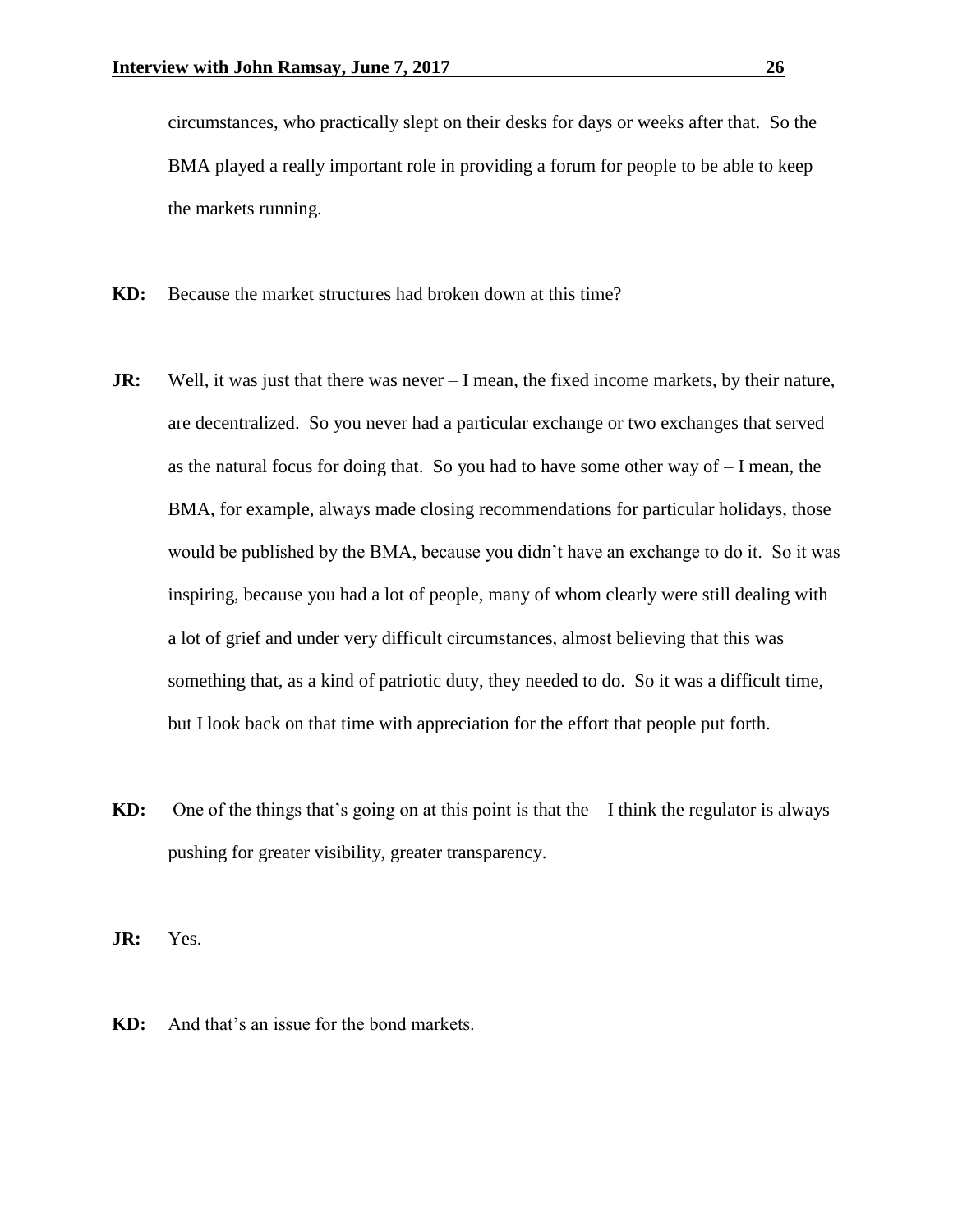circumstances, who practically slept on their desks for days or weeks after that. So the BMA played a really important role in providing a forum for people to be able to keep the markets running.

**KD:** Because the market structures had broken down at this time?

**JR:** Well, it was just that there was never – I mean, the fixed income markets, by their nature, are decentralized. So you never had a particular exchange or two exchanges that served as the natural focus for doing that. So you had to have some other way of – I mean, the BMA, for example, always made closing recommendations for particular holidays, those would be published by the BMA, because you didn't have an exchange to do it. So it was inspiring, because you had a lot of people, many of whom clearly were still dealing with a lot of grief and under very difficult circumstances, almost believing that this was something that, as a kind of patriotic duty, they needed to do. So it was a difficult time, but I look back on that time with appreciation for the effort that people put forth.

**KD:** One of the things that's going on at this point is that the – I think the regulator is always pushing for greater visibility, greater transparency.

**JR:** Yes.

**KD:** And that's an issue for the bond markets.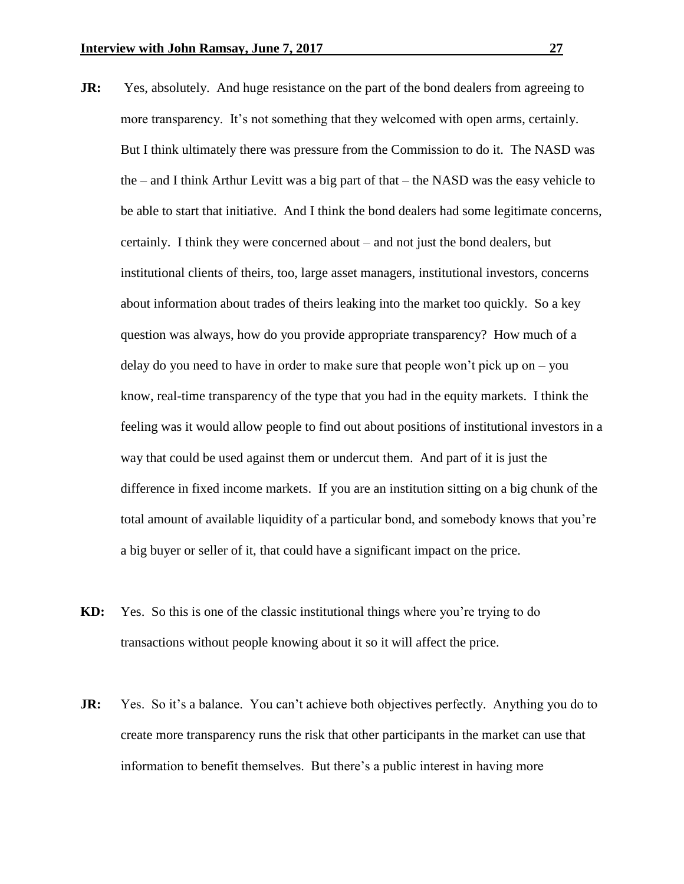**JR:** Yes, absolutely. And huge resistance on the part of the bond dealers from agreeing to more transparency. It's not something that they welcomed with open arms, certainly. But I think ultimately there was pressure from the Commission to do it. The NASD was the – and I think Arthur Levitt was a big part of that – the NASD was the easy vehicle to be able to start that initiative. And I think the bond dealers had some legitimate concerns, certainly. I think they were concerned about – and not just the bond dealers, but institutional clients of theirs, too, large asset managers, institutional investors, concerns about information about trades of theirs leaking into the market too quickly. So a key question was always, how do you provide appropriate transparency? How much of a delay do you need to have in order to make sure that people won't pick up on – you know, real-time transparency of the type that you had in the equity markets. I think the feeling was it would allow people to find out about positions of institutional investors in a way that could be used against them or undercut them. And part of it is just the difference in fixed income markets. If you are an institution sitting on a big chunk of the total amount of available liquidity of a particular bond, and somebody knows that you're a big buyer or seller of it, that could have a significant impact on the price.

**KD:** Yes. So this is one of the classic institutional things where you're trying to do transactions without people knowing about it so it will affect the price.

**JR:** Yes. So it's a balance. You can't achieve both objectives perfectly. Anything you do to create more transparency runs the risk that other participants in the market can use that information to benefit themselves. But there's a public interest in having more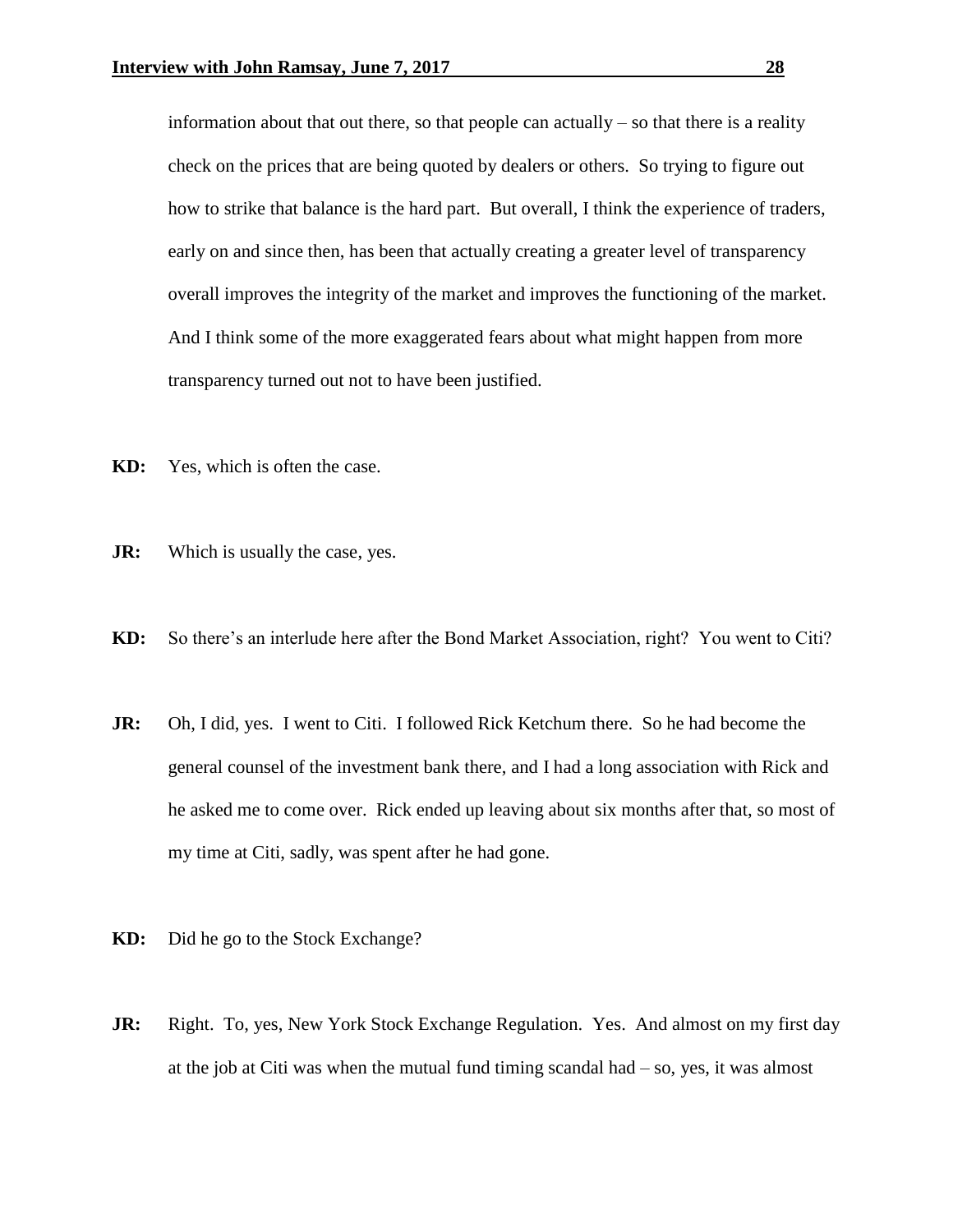information about that out there, so that people can actually – so that there is a reality check on the prices that are being quoted by dealers or others. So trying to figure out how to strike that balance is the hard part. But overall, I think the experience of traders, early on and since then, has been that actually creating a greater level of transparency overall improves the integrity of the market and improves the functioning of the market. And I think some of the more exaggerated fears about what might happen from more transparency turned out not to have been justified.

**KD:** Yes, which is often the case.

**JR:** Which is usually the case, yes.

**KD:** So there's an interlude here after the Bond Market Association, right? You went to Citi?

**JR:** Oh, I did, yes. I went to Citi. I followed Rick Ketchum there. So he had become the general counsel of the investment bank there, and I had a long association with Rick and he asked me to come over. Rick ended up leaving about six months after that, so most of my time at Citi, sadly, was spent after he had gone.

**KD:** Did he go to the Stock Exchange?

**JR:** Right. To, yes, New York Stock Exchange Regulation. Yes. And almost on my first day at the job at Citi was when the mutual fund timing scandal had – so, yes, it was almost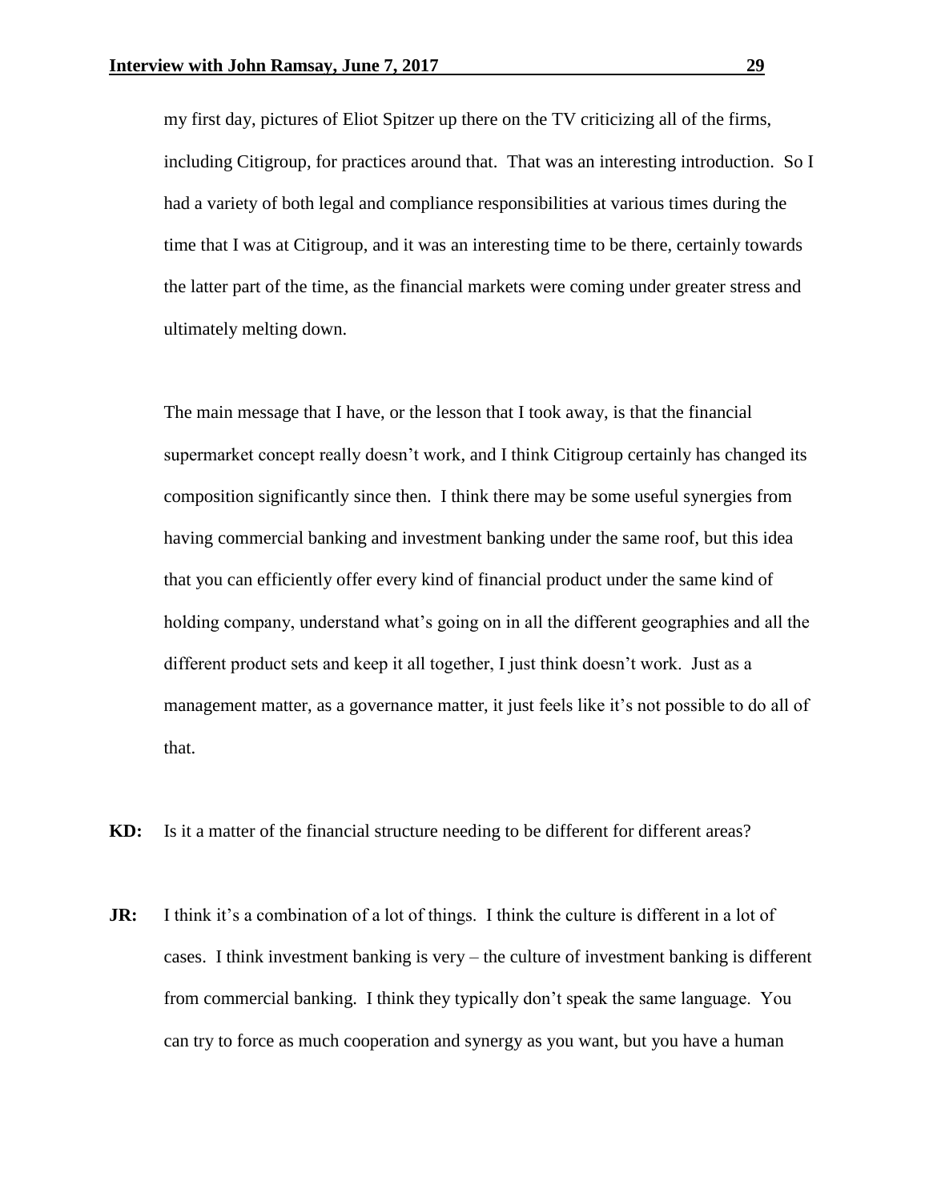my first day, pictures of Eliot Spitzer up there on the TV criticizing all of the firms, including Citigroup, for practices around that. That was an interesting introduction. So I had a variety of both legal and compliance responsibilities at various times during the time that I was at Citigroup, and it was an interesting time to be there, certainly towards the latter part of the time, as the financial markets were coming under greater stress and ultimately melting down.

The main message that I have, or the lesson that I took away, is that the financial supermarket concept really doesn't work, and I think Citigroup certainly has changed its composition significantly since then. I think there may be some useful synergies from having commercial banking and investment banking under the same roof, but this idea that you can efficiently offer every kind of financial product under the same kind of holding company, understand what's going on in all the different geographies and all the different product sets and keep it all together, I just think doesn't work. Just as a management matter, as a governance matter, it just feels like it's not possible to do all of that.

**KD:** Is it a matter of the financial structure needing to be different for different areas?

**JR:** I think it's a combination of a lot of things. I think the culture is different in a lot of cases. I think investment banking is very – the culture of investment banking is different from commercial banking. I think they typically don't speak the same language. You can try to force as much cooperation and synergy as you want, but you have a human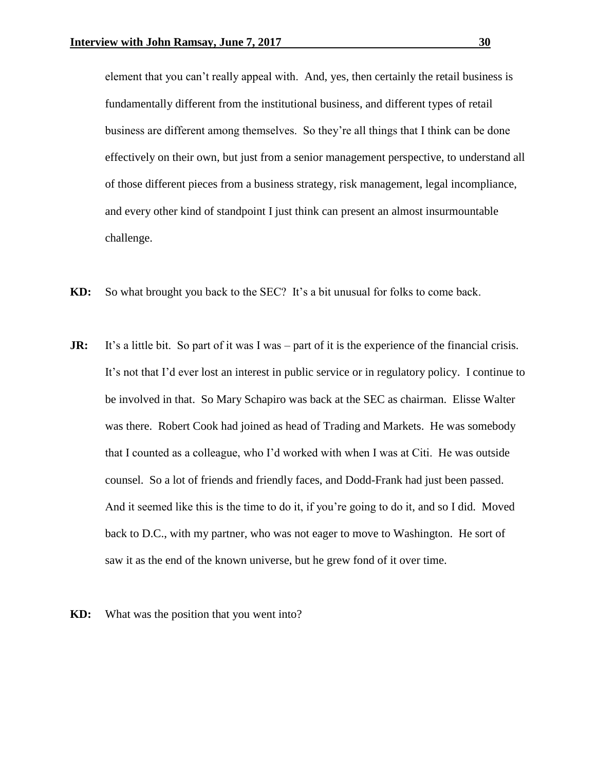element that you can't really appeal with. And, yes, then certainly the retail business is fundamentally different from the institutional business, and different types of retail business are different among themselves. So they're all things that I think can be done effectively on their own, but just from a senior management perspective, to understand all of those different pieces from a business strategy, risk management, legal incompliance, and every other kind of standpoint I just think can present an almost insurmountable challenge.

**KD:** So what brought you back to the SEC? It's a bit unusual for folks to come back.

**JR:** It's a little bit. So part of it was I was – part of it is the experience of the financial crisis. It's not that I'd ever lost an interest in public service or in regulatory policy. I continue to be involved in that. So Mary Schapiro was back at the SEC as chairman. Elisse Walter was there. Robert Cook had joined as head of Trading and Markets. He was somebody that I counted as a colleague, who I'd worked with when I was at Citi. He was outside counsel. So a lot of friends and friendly faces, and Dodd-Frank had just been passed. And it seemed like this is the time to do it, if you're going to do it, and so I did. Moved back to D.C., with my partner, who was not eager to move to Washington. He sort of saw it as the end of the known universe, but he grew fond of it over time.

**KD:** What was the position that you went into?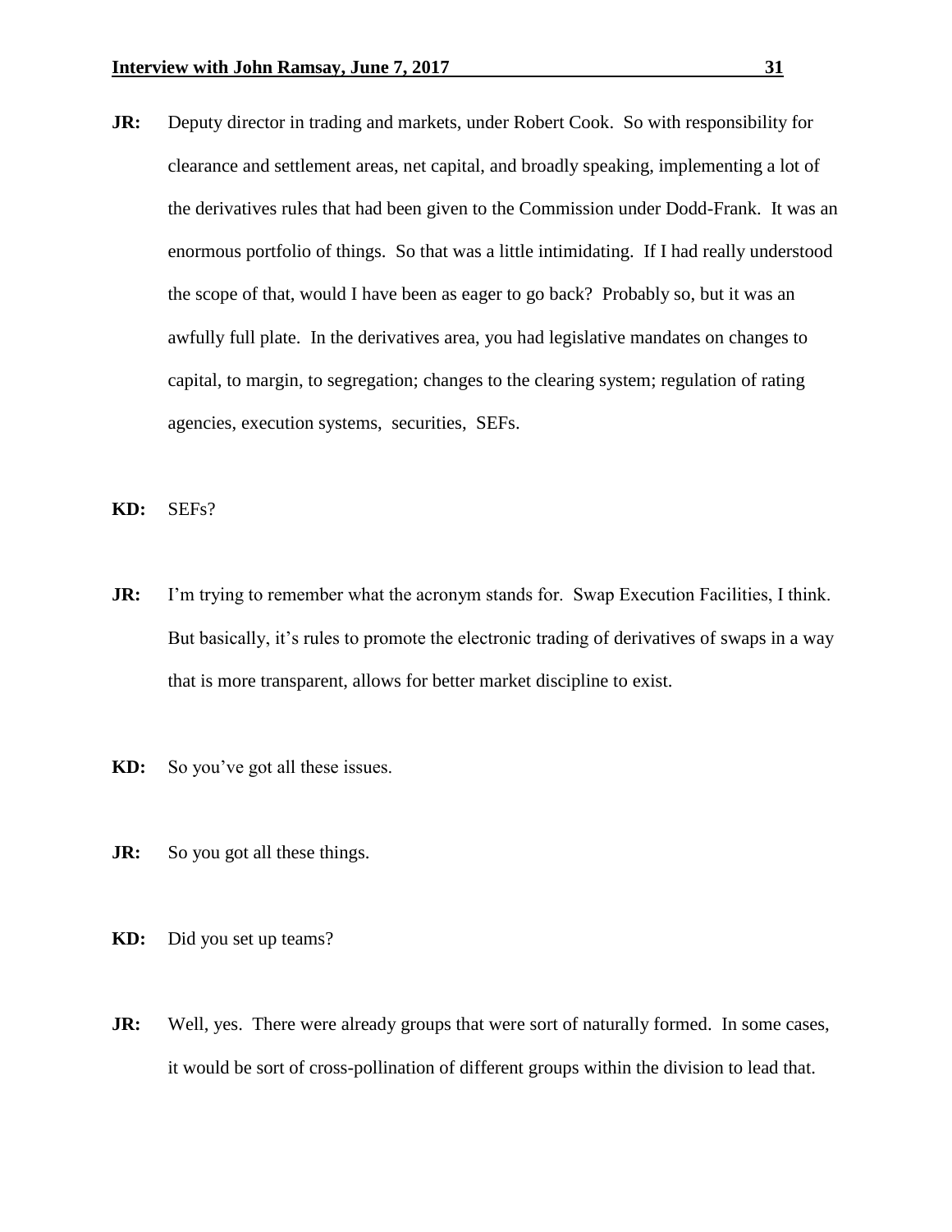**JR:** Deputy director in trading and markets, under Robert Cook. So with responsibility for clearance and settlement areas, net capital, and broadly speaking, implementing a lot of the derivatives rules that had been given to the Commission under Dodd-Frank. It was an enormous portfolio of things. So that was a little intimidating. If I had really understood the scope of that, would I have been as eager to go back? Probably so, but it was an awfully full plate. In the derivatives area, you had legislative mandates on changes to capital, to margin, to segregation; changes to the clearing system; regulation of rating agencies, execution systems, securities, SEFs.

**KD:** SEFs?

**JR:** I'm trying to remember what the acronym stands for. Swap Execution Facilities, I think. But basically, it's rules to promote the electronic trading of derivatives of swaps in a way that is more transparent, allows for better market discipline to exist.

**KD:** So you've got all these issues.

**JR:** So you got all these things.

**KD:** Did you set up teams?

**JR:** Well, yes. There were already groups that were sort of naturally formed. In some cases, it would be sort of cross-pollination of different groups within the division to lead that.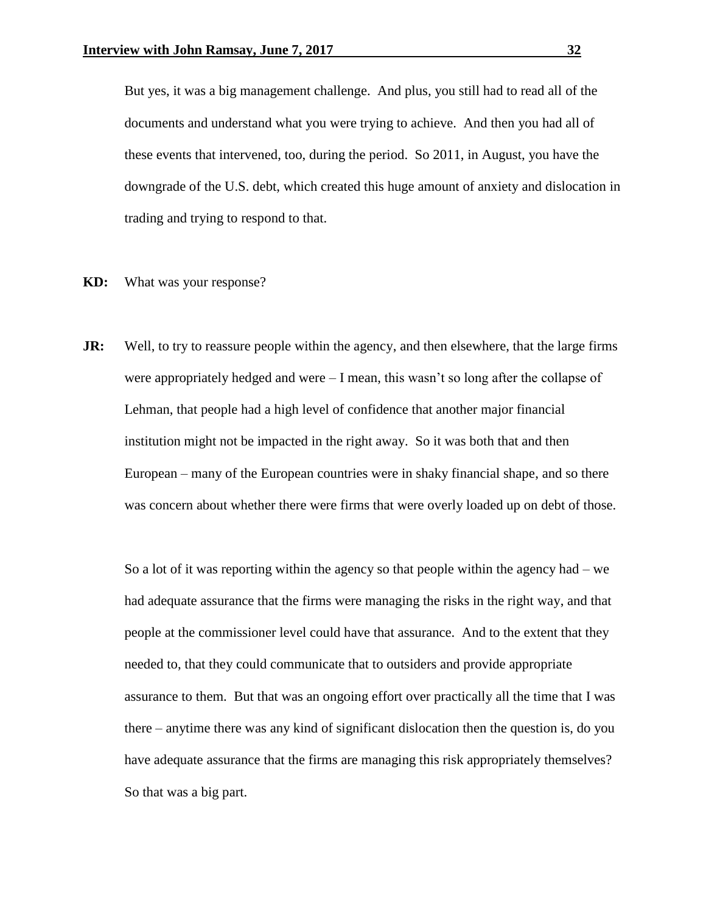But yes, it was a big management challenge. And plus, you still had to read all of the documents and understand what you were trying to achieve. And then you had all of these events that intervened, too, during the period. So 2011, in August, you have the downgrade of the U.S. debt, which created this huge amount of anxiety and dislocation in trading and trying to respond to that.

**KD:** What was your response?

**JR:** Well, to try to reassure people within the agency, and then elsewhere, that the large firms were appropriately hedged and were – I mean, this wasn't so long after the collapse of Lehman, that people had a high level of confidence that another major financial institution might not be impacted in the right away. So it was both that and then European – many of the European countries were in shaky financial shape, and so there was concern about whether there were firms that were overly loaded up on debt of those.

So a lot of it was reporting within the agency so that people within the agency had – we had adequate assurance that the firms were managing the risks in the right way, and that people at the commissioner level could have that assurance. And to the extent that they needed to, that they could communicate that to outsiders and provide appropriate assurance to them. But that was an ongoing effort over practically all the time that I was there – anytime there was any kind of significant dislocation then the question is, do you have adequate assurance that the firms are managing this risk appropriately themselves? So that was a big part.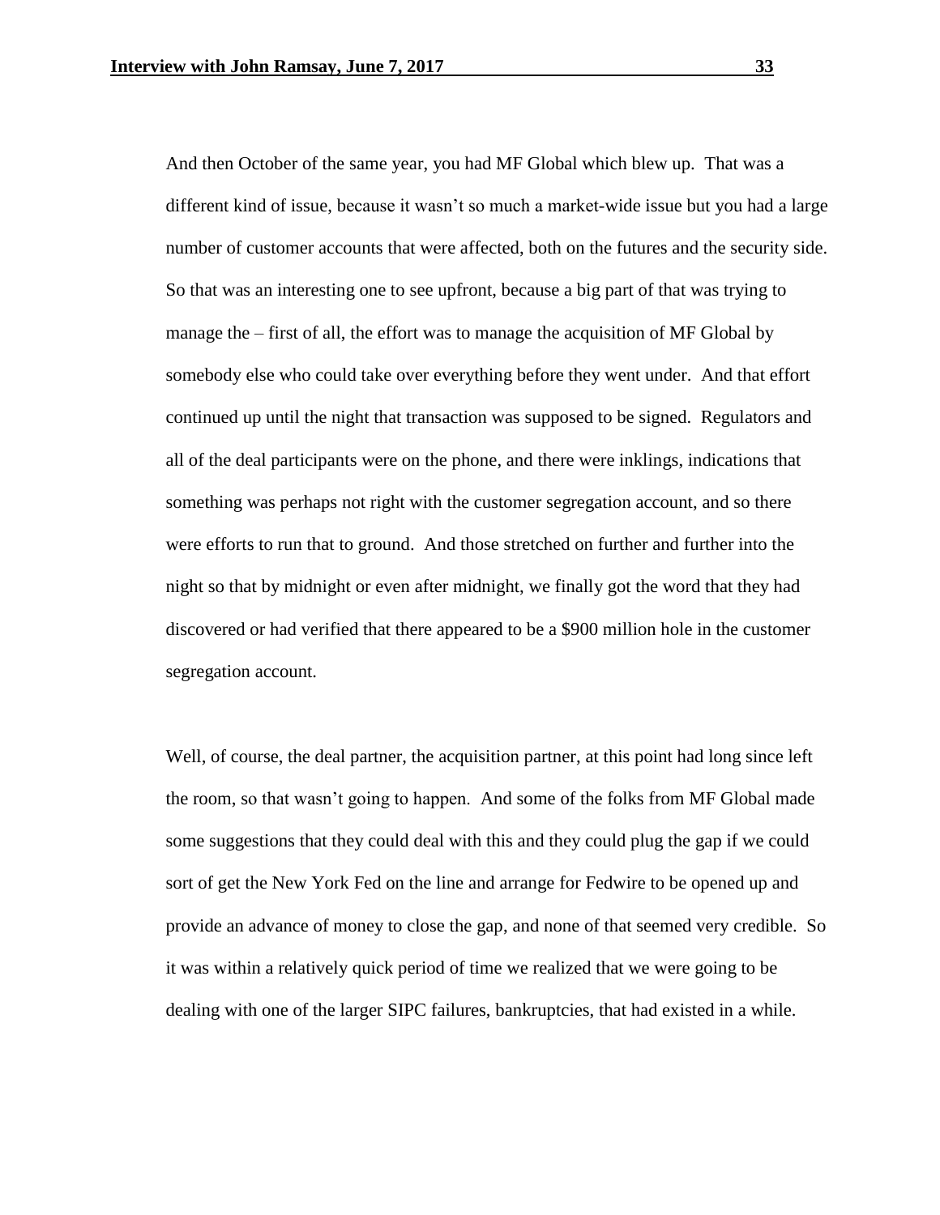And then October of the same year, you had MF Global which blew up. That was a different kind of issue, because it wasn't so much a market-wide issue but you had a large number of customer accounts that were affected, both on the futures and the security side. So that was an interesting one to see upfront, because a big part of that was trying to manage the – first of all, the effort was to manage the acquisition of MF Global by somebody else who could take over everything before they went under. And that effort continued up until the night that transaction was supposed to be signed. Regulators and all of the deal participants were on the phone, and there were inklings, indications that something was perhaps not right with the customer segregation account, and so there were efforts to run that to ground. And those stretched on further and further into the night so that by midnight or even after midnight, we finally got the word that they had discovered or had verified that there appeared to be a $900 million hole in the customer segregation account.

Well, of course, the deal partner, the acquisition partner, at this point had long since left the room, so that wasn't going to happen. And some of the folks from MF Global made some suggestions that they could deal with this and they could plug the gap if we could sort of get the New York Fed on the line and arrange for Fedwire to be opened up and provide an advance of money to close the gap, and none of that seemed very credible. So it was within a relatively quick period of time we realized that we were going to be dealing with one of the larger SIPC failures, bankruptcies, that had existed in a while.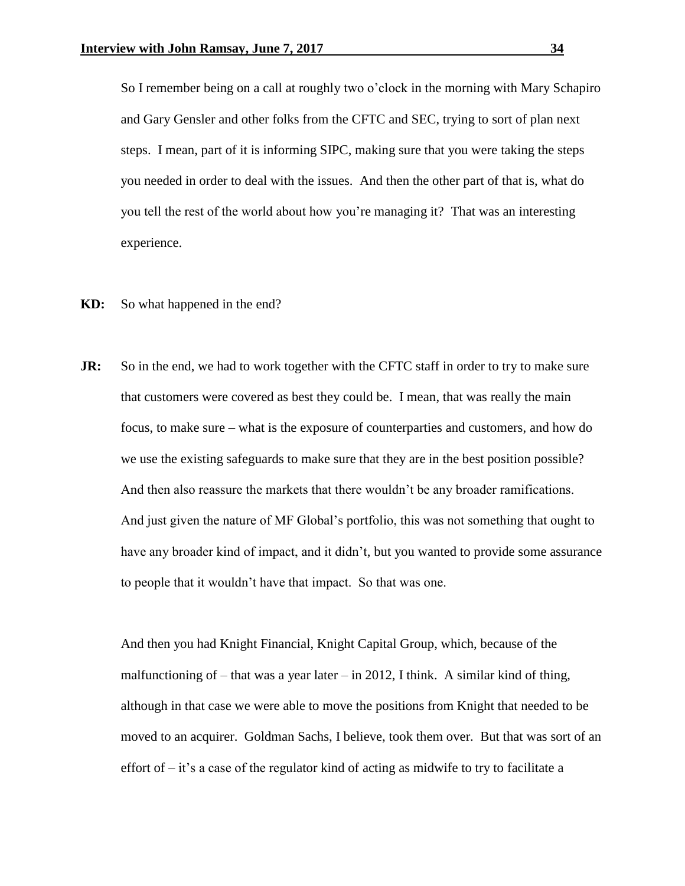So I remember being on a call at roughly two o'clock in the morning with Mary Schapiro and Gary Gensler and other folks from the CFTC and SEC, trying to sort of plan next steps. I mean, part of it is informing SIPC, making sure that you were taking the steps you needed in order to deal with the issues. And then the other part of that is, what do you tell the rest of the world about how you're managing it? That was an interesting experience.

**KD:** So what happened in the end?

**JR:** So in the end, we had to work together with the CFTC staff in order to try to make sure that customers were covered as best they could be. I mean, that was really the main focus, to make sure – what is the exposure of counterparties and customers, and how do we use the existing safeguards to make sure that they are in the best position possible? And then also reassure the markets that there wouldn't be any broader ramifications. And just given the nature of MF Global's portfolio, this was not something that ought to have any broader kind of impact, and it didn't, but you wanted to provide some assurance to people that it wouldn't have that impact. So that was one.

And then you had Knight Financial, Knight Capital Group, which, because of the malfunctioning of – that was a year later – in 2012, I think. A similar kind of thing, although in that case we were able to move the positions from Knight that needed to be moved to an acquirer. Goldman Sachs, I believe, took them over. But that was sort of an effort of – it's a case of the regulator kind of acting as midwife to try to facilitate a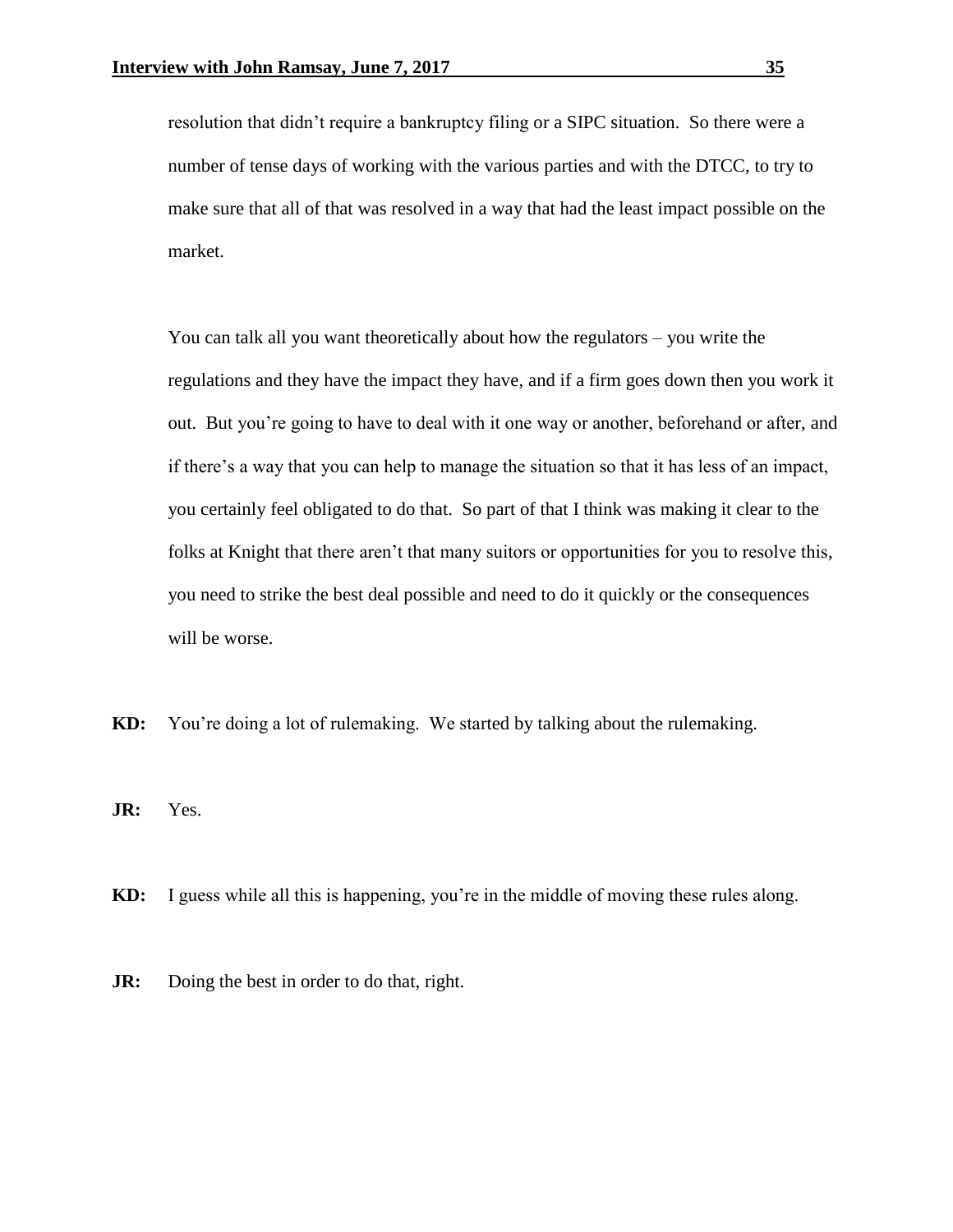resolution that didn't require a bankruptcy filing or a SIPC situation. So there were a number of tense days of working with the various parties and with the DTCC, to try to make sure that all of that was resolved in a way that had the least impact possible on the market.

You can talk all you want theoretically about how the regulators – you write the regulations and they have the impact they have, and if a firm goes down then you work it out. But you're going to have to deal with it one way or another, beforehand or after, and if there's a way that you can help to manage the situation so that it has less of an impact, you certainly feel obligated to do that. So part of that I think was making it clear to the folks at Knight that there aren't that many suitors or opportunities for you to resolve this, you need to strike the best deal possible and need to do it quickly or the consequences will be worse.

**KD:** You're doing a lot of rulemaking. We started by talking about the rulemaking.

**JR:** Yes.

**KD:** I guess while all this is happening, you're in the middle of moving these rules along.

**JR:** Doing the best in order to do that, right.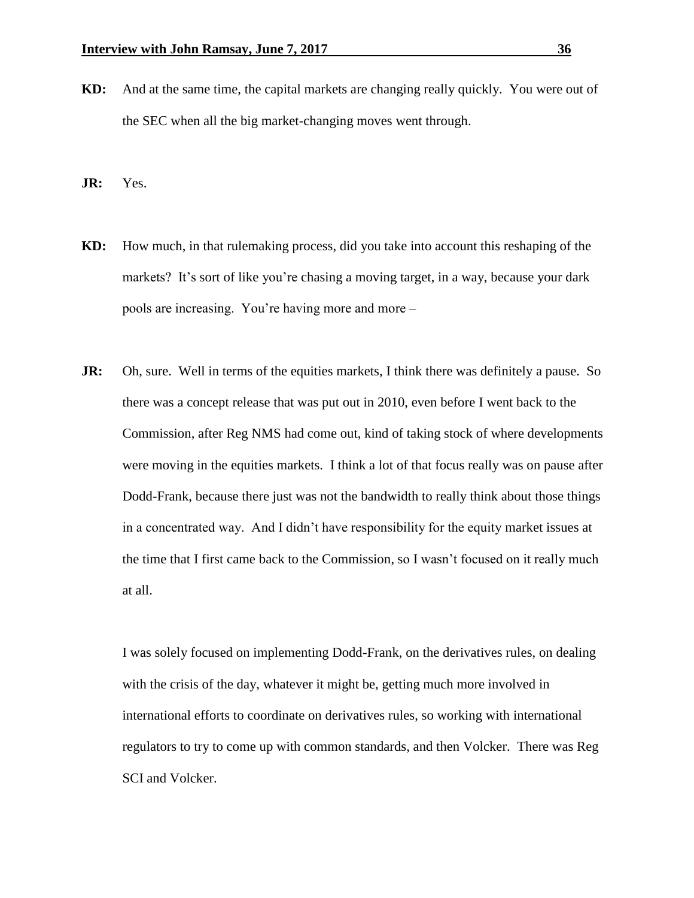**KD:** And at the same time, the capital markets are changing really quickly. You were out of the SEC when all the big market-changing moves went through.

**JR:** Yes.

**KD:** How much, in that rulemaking process, did you take into account this reshaping of the markets? It's sort of like you're chasing a moving target, in a way, because your dark pools are increasing. You're having more and more –

**JR:** Oh, sure. Well in terms of the equities markets, I think there was definitely a pause. So there was a concept release that was put out in 2010, even before I went back to the Commission, after Reg NMS had come out, kind of taking stock of where developments were moving in the equities markets. I think a lot of that focus really was on pause after Dodd-Frank, because there just was not the bandwidth to really think about those things in a concentrated way. And I didn't have responsibility for the equity market issues at the time that I first came back to the Commission, so I wasn't focused on it really much at all.

I was solely focused on implementing Dodd-Frank, on the derivatives rules, on dealing with the crisis of the day, whatever it might be, getting much more involved in international efforts to coordinate on derivatives rules, so working with international regulators to try to come up with common standards, and then Volcker. There was Reg SCI and Volcker.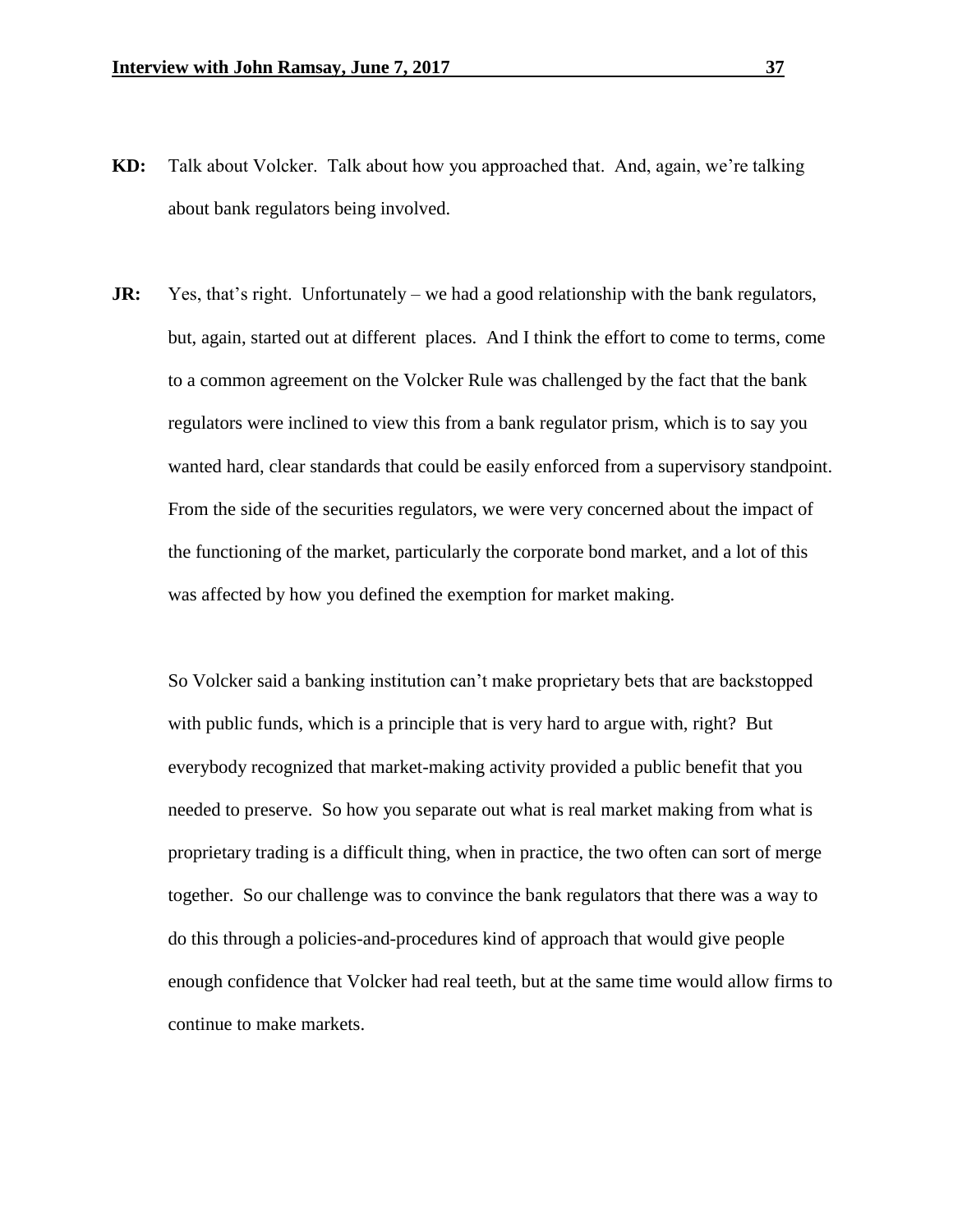**KD:** Talk about Volcker. Talk about how you approached that. And, again, we're talking about bank regulators being involved.

**JR:** Yes, that's right. Unfortunately – we had a good relationship with the bank regulators, but, again, started out at different places. And I think the effort to come to terms, come to a common agreement on the Volcker Rule was challenged by the fact that the bank regulators were inclined to view this from a bank regulator prism, which is to say you wanted hard, clear standards that could be easily enforced from a supervisory standpoint. From the side of the securities regulators, we were very concerned about the impact of the functioning of the market, particularly the corporate bond market, and a lot of this was affected by how you defined the exemption for market making.

So Volcker said a banking institution can't make proprietary bets that are backstopped with public funds, which is a principle that is very hard to argue with, right? But everybody recognized that market-making activity provided a public benefit that you needed to preserve. So how you separate out what is real market making from what is proprietary trading is a difficult thing, when in practice, the two often can sort of merge together. So our challenge was to convince the bank regulators that there was a way to do this through a policies-and-procedures kind of approach that would give people enough confidence that Volcker had real teeth, but at the same time would allow firms to continue to make markets.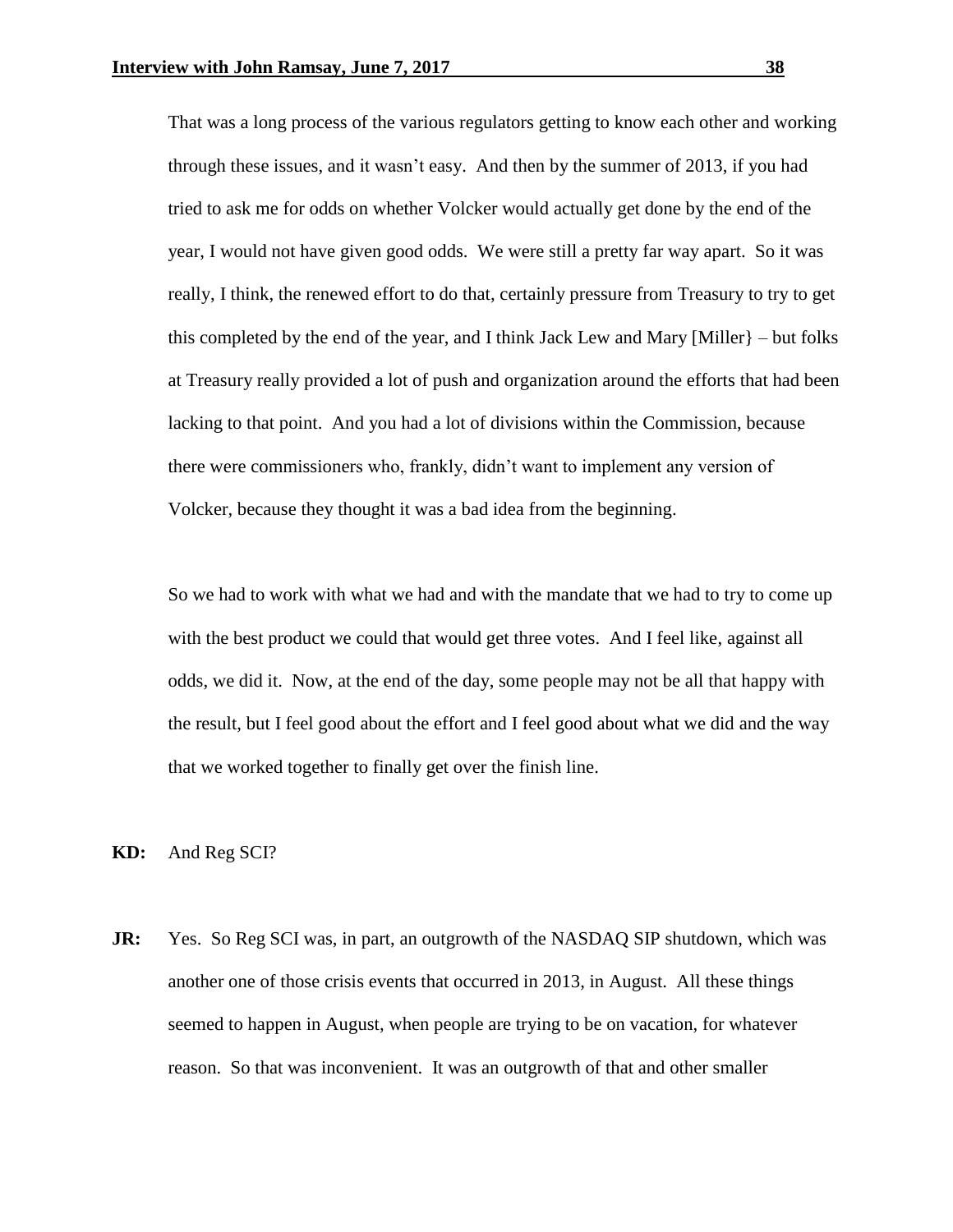That was a long process of the various regulators getting to know each other and working through these issues, and it wasn't easy. And then by the summer of 2013, if you had tried to ask me for odds on whether Volcker would actually get done by the end of the year, I would not have given good odds. We were still a pretty far way apart. So it was really, I think, the renewed effort to do that, certainly pressure from Treasury to try to get this completed by the end of the year, and I think Jack Lew and Mary [Miller} – but folks at Treasury really provided a lot of push and organization around the efforts that had been lacking to that point. And you had a lot of divisions within the Commission, because there were commissioners who, frankly, didn't want to implement any version of Volcker, because they thought it was a bad idea from the beginning.

So we had to work with what we had and with the mandate that we had to try to come up with the best product we could that would get three votes. And I feel like, against all odds, we did it. Now, at the end of the day, some people may not be all that happy with the result, but I feel good about the effort and I feel good about what we did and the way that we worked together to finally get over the finish line.

**KD:** And Reg SCI?

**JR:** Yes. So Reg SCI was, in part, an outgrowth of the NASDAQ SIP shutdown, which was another one of those crisis events that occurred in 2013, in August. All these things seemed to happen in August, when people are trying to be on vacation, for whatever reason. So that was inconvenient. It was an outgrowth of that and other smaller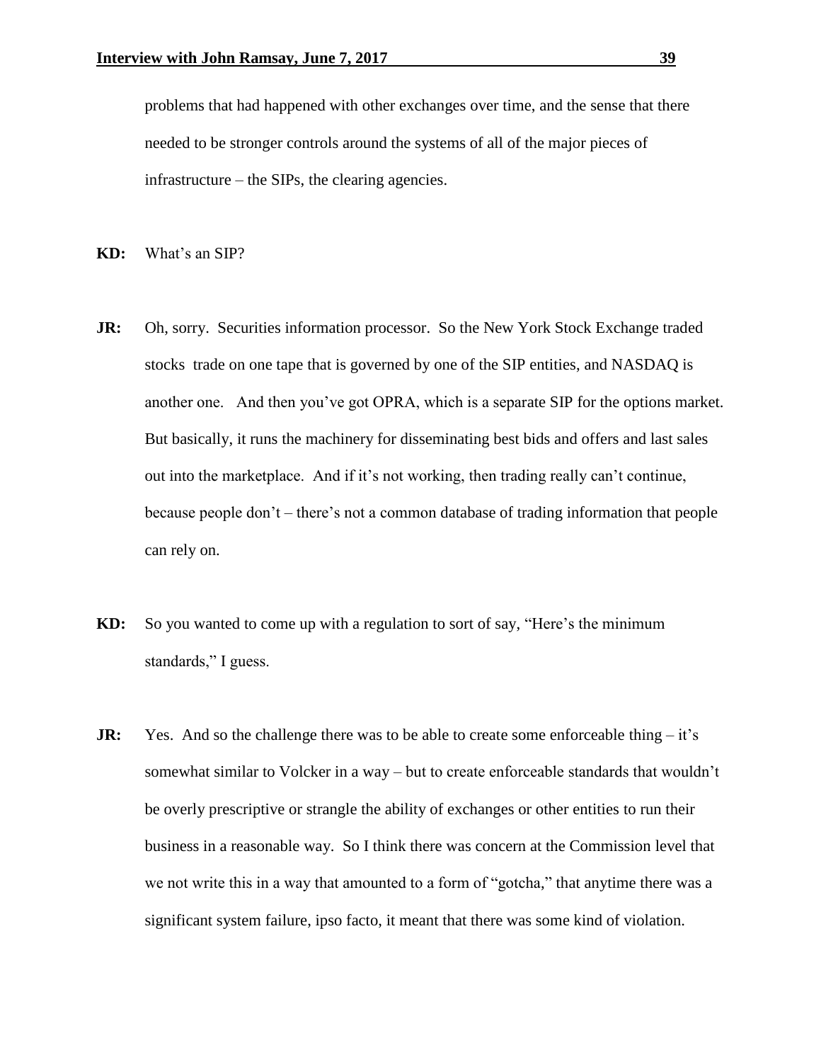problems that had happened with other exchanges over time, and the sense that there needed to be stronger controls around the systems of all of the major pieces of infrastructure – the SIPs, the clearing agencies.

**KD:** What's an SIP?

**JR:** Oh, sorry. Securities information processor. So the New York Stock Exchange traded stocks trade on one tape that is governed by one of the SIP entities, and NASDAQ is another one. And then you've got OPRA, which is a separate SIP for the options market. But basically, it runs the machinery for disseminating best bids and offers and last sales out into the marketplace. And if it's not working, then trading really can't continue, because people don't – there's not a common database of trading information that people can rely on.

**KD:** So you wanted to come up with a regulation to sort of say, "Here's the minimum standards," I guess.

**JR:** Yes. And so the challenge there was to be able to create some enforceable thing – it's somewhat similar to Volcker in a way – but to create enforceable standards that wouldn't be overly prescriptive or strangle the ability of exchanges or other entities to run their business in a reasonable way. So I think there was concern at the Commission level that we not write this in a way that amounted to a form of "gotcha," that anytime there was a significant system failure, ipso facto, it meant that there was some kind of violation.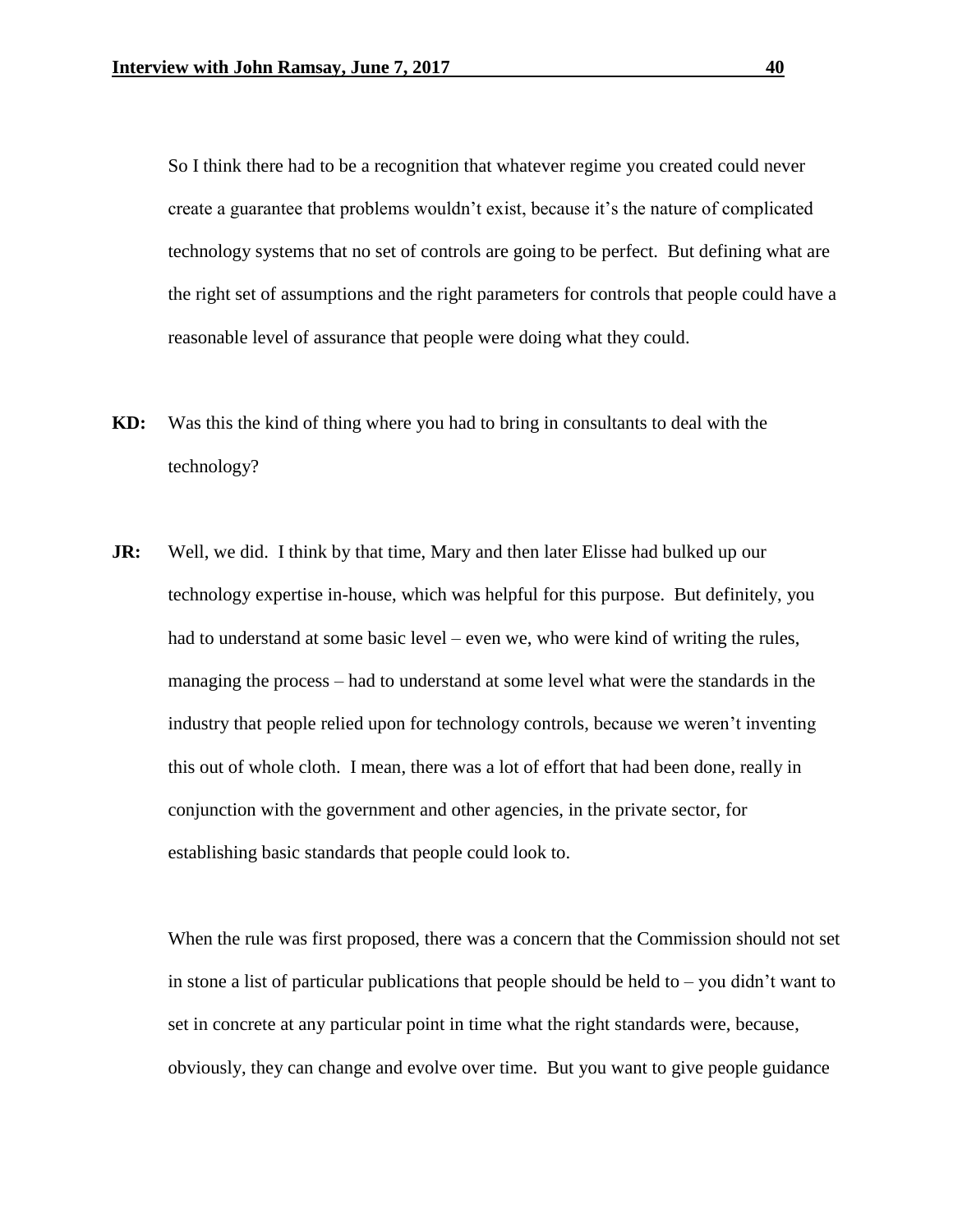So I think there had to be a recognition that whatever regime you created could never create a guarantee that problems wouldn't exist, because it's the nature of complicated technology systems that no set of controls are going to be perfect. But defining what are the right set of assumptions and the right parameters for controls that people could have a reasonable level of assurance that people were doing what they could.

**KD:** Was this the kind of thing where you had to bring in consultants to deal with the technology?

**JR:** Well, we did. I think by that time, Mary and then later Elisse had bulked up our technology expertise in-house, which was helpful for this purpose. But definitely, you had to understand at some basic level – even we, who were kind of writing the rules, managing the process – had to understand at some level what were the standards in the industry that people relied upon for technology controls, because we weren't inventing this out of whole cloth. I mean, there was a lot of effort that had been done, really in conjunction with the government and other agencies, in the private sector, for establishing basic standards that people could look to.

When the rule was first proposed, there was a concern that the Commission should not set in stone a list of particular publications that people should be held to – you didn't want to set in concrete at any particular point in time what the right standards were, because, obviously, they can change and evolve over time. But you want to give people guidance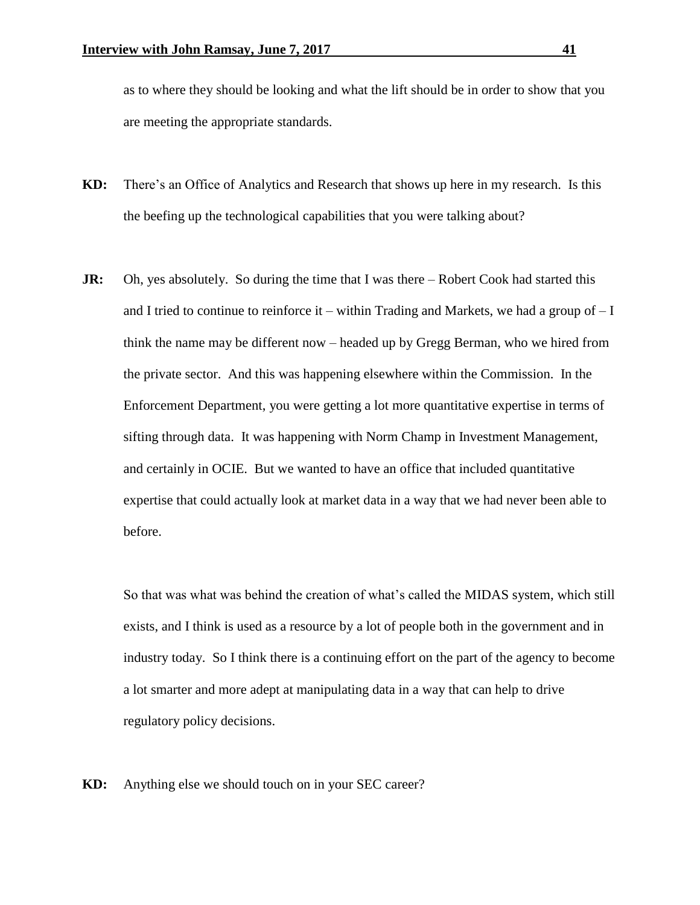as to where they should be looking and what the lift should be in order to show that you are meeting the appropriate standards.

**KD:** There's an Office of Analytics and Research that shows up here in my research. Is this the beefing up the technological capabilities that you were talking about?

**JR:** Oh, yes absolutely. So during the time that I was there – Robert Cook had started this and I tried to continue to reinforce it – within Trading and Markets, we had a group of – I think the name may be different now – headed up by Gregg Berman, who we hired from the private sector. And this was happening elsewhere within the Commission. In the Enforcement Department, you were getting a lot more quantitative expertise in terms of sifting through data. It was happening with Norm Champ in Investment Management, and certainly in OCIE. But we wanted to have an office that included quantitative expertise that could actually look at market data in a way that we had never been able to before.

So that was what was behind the creation of what's called the MIDAS system, which still exists, and I think is used as a resource by a lot of people both in the government and in industry today. So I think there is a continuing effort on the part of the agency to become a lot smarter and more adept at manipulating data in a way that can help to drive regulatory policy decisions.

**KD:** Anything else we should touch on in your SEC career?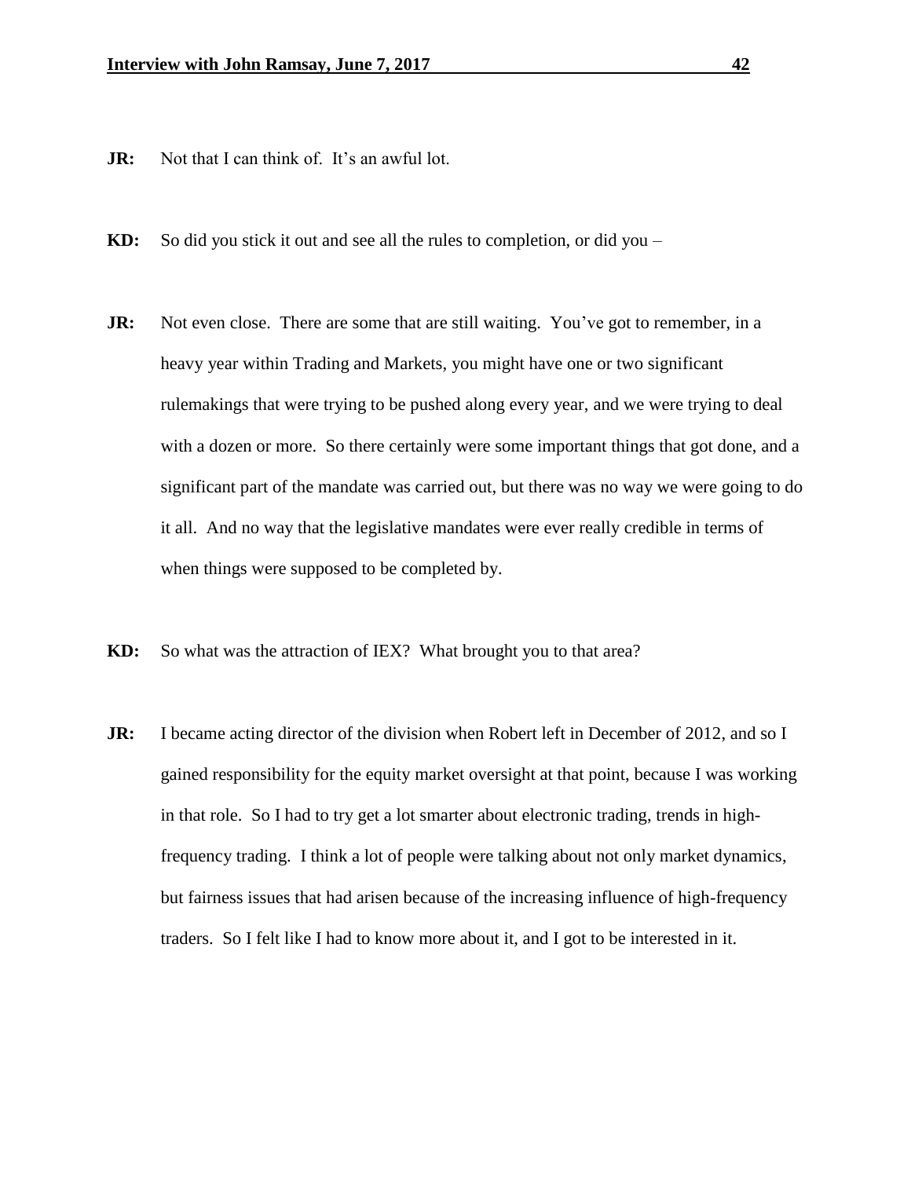**JR:** Not that I can think of. It's an awful lot.

**KD:** So did you stick it out and see all the rules to completion, or did you –

**JR:** Not even close. There are some that are still waiting. You've got to remember, in a heavy year within Trading and Markets, you might have one or two significant rulemakings that were trying to be pushed along every year, and we were trying to deal with a dozen or more. So there certainly were some important things that got done, and a significant part of the mandate was carried out, but there was no way we were going to do it all. And no way that the legislative mandates were ever really credible in terms of when things were supposed to be completed by.

**KD:** So what was the attraction of IEX? What brought you to that area?

**JR:** I became acting director of the division when Robert left in December of 2012, and so I gained responsibility for the equity market oversight at that point, because I was working in that role. So I had to try get a lot smarter about electronic trading, trends in high-frequency trading. I think a lot of people were talking about not only market dynamics, but fairness issues that had arisen because of the increasing influence of high-frequency traders. So I felt like I had to know more about it, and I got to be interested in it.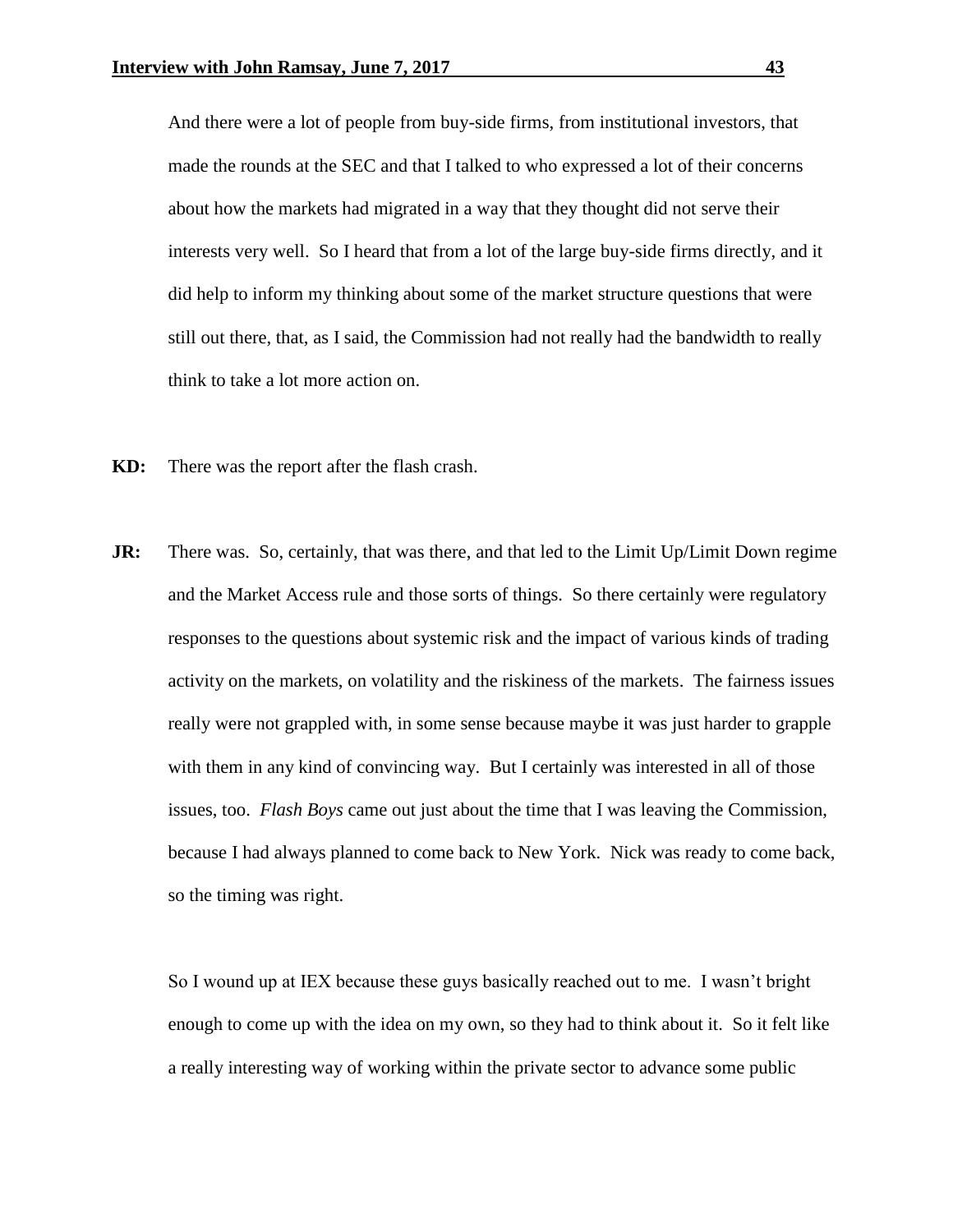And there were a lot of people from buy-side firms, from institutional investors, that made the rounds at the SEC and that I talked to who expressed a lot of their concerns about how the markets had migrated in a way that they thought did not serve their interests very well. So I heard that from a lot of the large buy-side firms directly, and it did help to inform my thinking about some of the market structure questions that were still out there, that, as I said, the Commission had not really had the bandwidth to really think to take a lot more action on.

**KD:** There was the report after the flash crash.

**JR:** There was. So, certainly, that was there, and that led to the Limit Up/Limit Down regime and the Market Access rule and those sorts of things. So there certainly were regulatory responses to the questions about systemic risk and the impact of various kinds of trading activity on the markets, on volatility and the riskiness of the markets. The fairness issues really were not grappled with, in some sense because maybe it was just harder to grapple with them in any kind of convincing way. But I certainly was interested in all of those issues, too. *Flash Boys* came out just about the time that I was leaving the Commission, because I had always planned to come back to New York. Nick was ready to come back, so the timing was right.

So I wound up at IEX because these guys basically reached out to me. I wasn't bright enough to come up with the idea on my own, so they had to think about it. So it felt like a really interesting way of working within the private sector to advance some public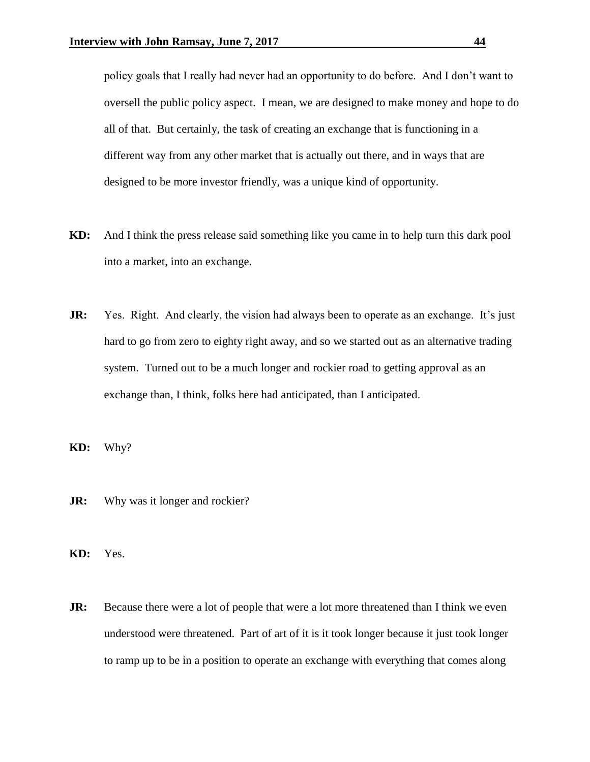policy goals that I really had never had an opportunity to do before. And I don't want to oversell the public policy aspect. I mean, we are designed to make money and hope to do all of that. But certainly, the task of creating an exchange that is functioning in a different way from any other market that is actually out there, and in ways that are designed to be more investor friendly, was a unique kind of opportunity.

**KD:** And I think the press release said something like you came in to help turn this dark pool into a market, into an exchange.

**JR:** Yes. Right. And clearly, the vision had always been to operate as an exchange. It's just hard to go from zero to eighty right away, and so we started out as an alternative trading system. Turned out to be a much longer and rockier road to getting approval as an exchange than, I think, folks here had anticipated, than I anticipated.

**KD:** Why?

**JR:** Why was it longer and rockier?

**KD:** Yes.

**JR:** Because there were a lot of people that were a lot more threatened than I think we even understood were threatened. Part of art of it is it took longer because it just took longer to ramp up to be in a position to operate an exchange with everything that comes along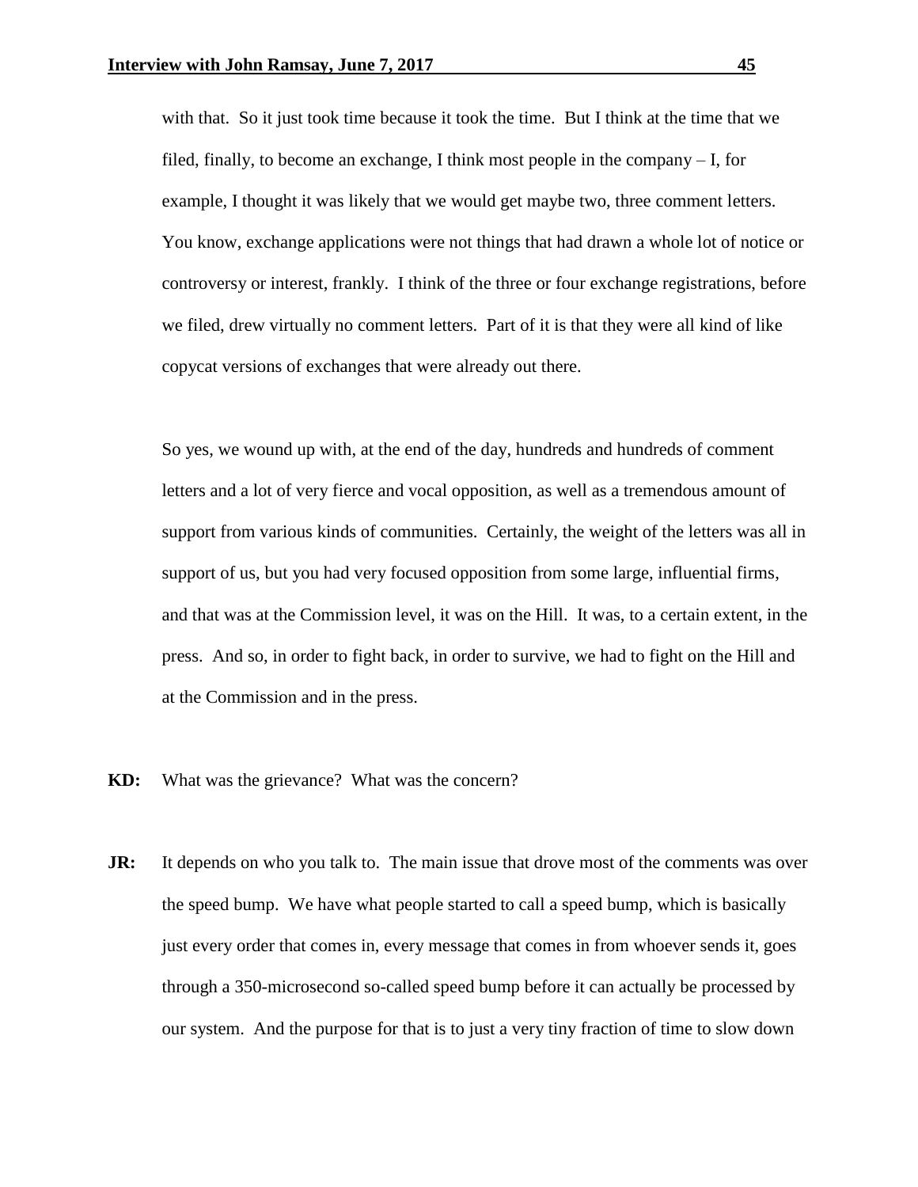with that. So it just took time because it took the time. But I think at the time that we filed, finally, to become an exchange, I think most people in the company – I, for example, I thought it was likely that we would get maybe two, three comment letters. You know, exchange applications were not things that had drawn a whole lot of notice or controversy or interest, frankly. I think of the three or four exchange registrations, before we filed, drew virtually no comment letters. Part of it is that they were all kind of like copycat versions of exchanges that were already out there.

So yes, we wound up with, at the end of the day, hundreds and hundreds of comment letters and a lot of very fierce and vocal opposition, as well as a tremendous amount of support from various kinds of communities. Certainly, the weight of the letters was all in support of us, but you had very focused opposition from some large, influential firms, and that was at the Commission level, it was on the Hill. It was, to a certain extent, in the press. And so, in order to fight back, in order to survive, we had to fight on the Hill and at the Commission and in the press.

**KD:** What was the grievance? What was the concern?

**JR:** It depends on who you talk to. The main issue that drove most of the comments was over the speed bump. We have what people started to call a speed bump, which is basically just every order that comes in, every message that comes in from whoever sends it, goes through a 350-microsecond so-called speed bump before it can actually be processed by our system. And the purpose for that is to just a very tiny fraction of time to slow down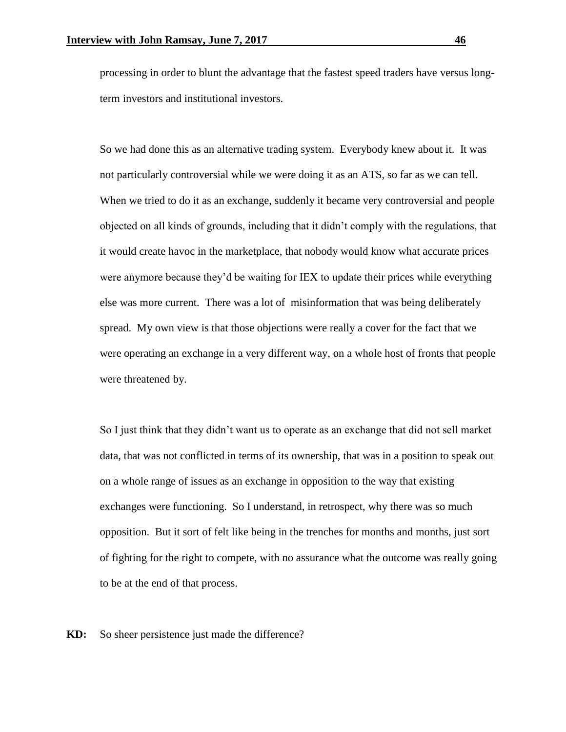processing in order to blunt the advantage that the fastest speed traders have versus long-term investors and institutional investors.

So we had done this as an alternative trading system. Everybody knew about it. It was not particularly controversial while we were doing it as an ATS, so far as we can tell. When we tried to do it as an exchange, suddenly it became very controversial and people objected on all kinds of grounds, including that it didn't comply with the regulations, that it would create havoc in the marketplace, that nobody would know what accurate prices were anymore because they'd be waiting for IEX to update their prices while everything else was more current. There was a lot of misinformation that was being deliberately spread. My own view is that those objections were really a cover for the fact that we were operating an exchange in a very different way, on a whole host of fronts that people were threatened by.

So I just think that they didn't want us to operate as an exchange that did not sell market data, that was not conflicted in terms of its ownership, that was in a position to speak out on a whole range of issues as an exchange in opposition to the way that existing exchanges were functioning. So I understand, in retrospect, why there was so much opposition. But it sort of felt like being in the trenches for months and months, just sort of fighting for the right to compete, with no assurance what the outcome was really going to be at the end of that process.

**KD:** So sheer persistence just made the difference?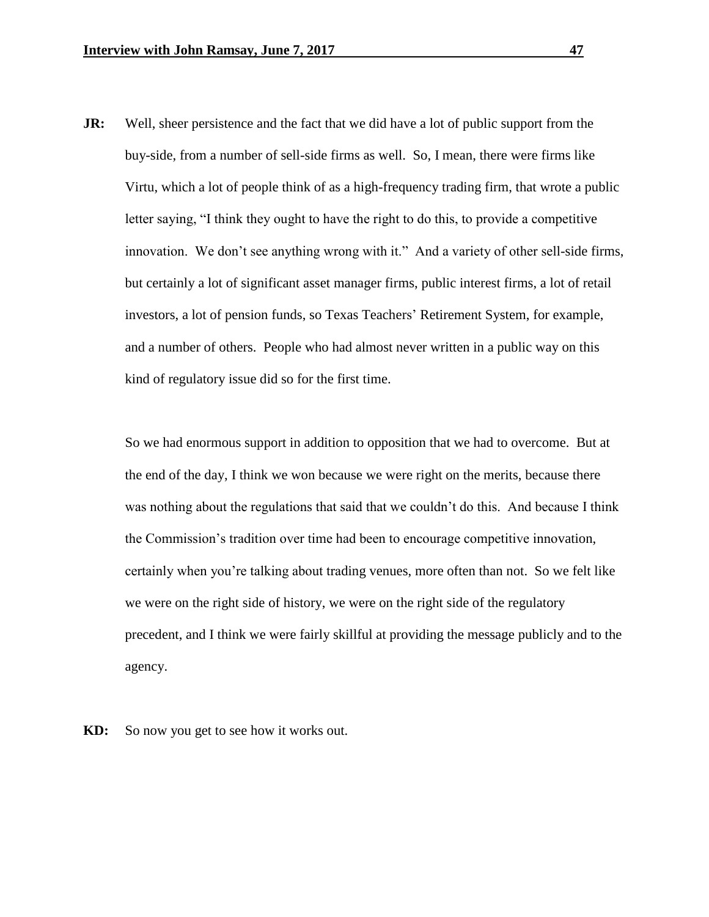**JR:** Well, sheer persistence and the fact that we did have a lot of public support from the buy-side, from a number of sell-side firms as well. So, I mean, there were firms like Virtu, which a lot of people think of as a high-frequency trading firm, that wrote a public letter saying, "I think they ought to have the right to do this, to provide a competitive innovation. We don't see anything wrong with it." And a variety of other sell-side firms, but certainly a lot of significant asset manager firms, public interest firms, a lot of retail investors, a lot of pension funds, so Texas Teachers' Retirement System, for example, and a number of others. People who had almost never written in a public way on this kind of regulatory issue did so for the first time.

So we had enormous support in addition to opposition that we had to overcome. But at the end of the day, I think we won because we were right on the merits, because there was nothing about the regulations that said that we couldn't do this. And because I think the Commission's tradition over time had been to encourage competitive innovation, certainly when you're talking about trading venues, more often than not. So we felt like we were on the right side of history, we were on the right side of the regulatory precedent, and I think we were fairly skillful at providing the message publicly and to the agency.

**KD:** So now you get to see how it works out.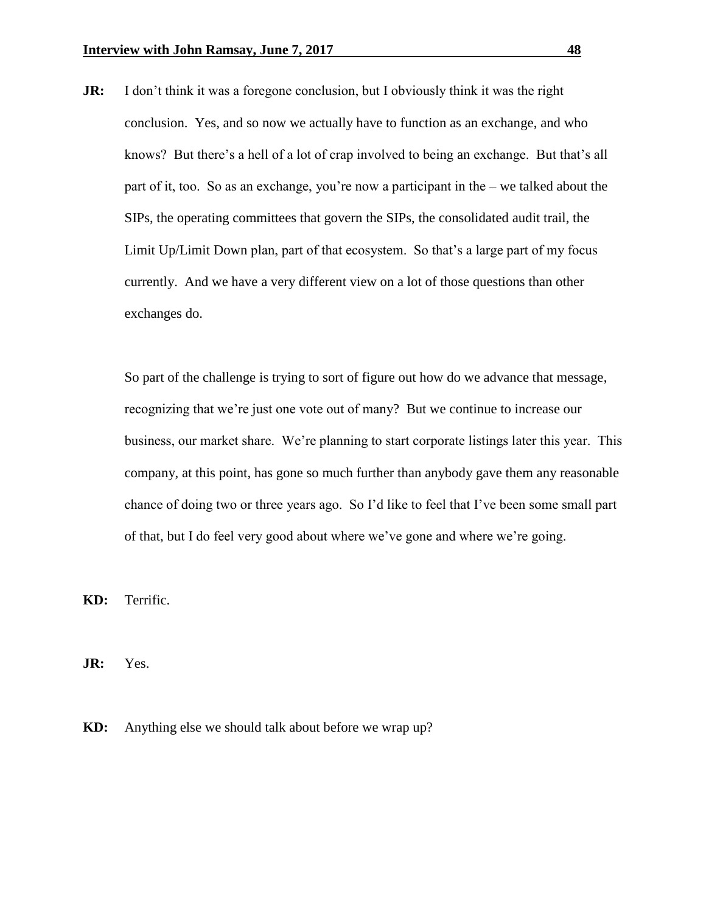**JR:** I don't think it was a foregone conclusion, but I obviously think it was the right conclusion. Yes, and so now we actually have to function as an exchange, and who knows? But there's a hell of a lot of crap involved to being an exchange. But that's all part of it, too. So as an exchange, you're now a participant in the – we talked about the SIPs, the operating committees that govern the SIPs, the consolidated audit trail, the Limit Up/Limit Down plan, part of that ecosystem. So that's a large part of my focus currently. And we have a very different view on a lot of those questions than other exchanges do.

So part of the challenge is trying to sort of figure out how do we advance that message, recognizing that we're just one vote out of many? But we continue to increase our business, our market share. We're planning to start corporate listings later this year. This company, at this point, has gone so much further than anybody gave them any reasonable chance of doing two or three years ago. So I'd like to feel that I've been some small part of that, but I do feel very good about where we've gone and where we're going.

**KD:** Terrific.

**JR:** Yes.

**KD:** Anything else we should talk about before we wrap up?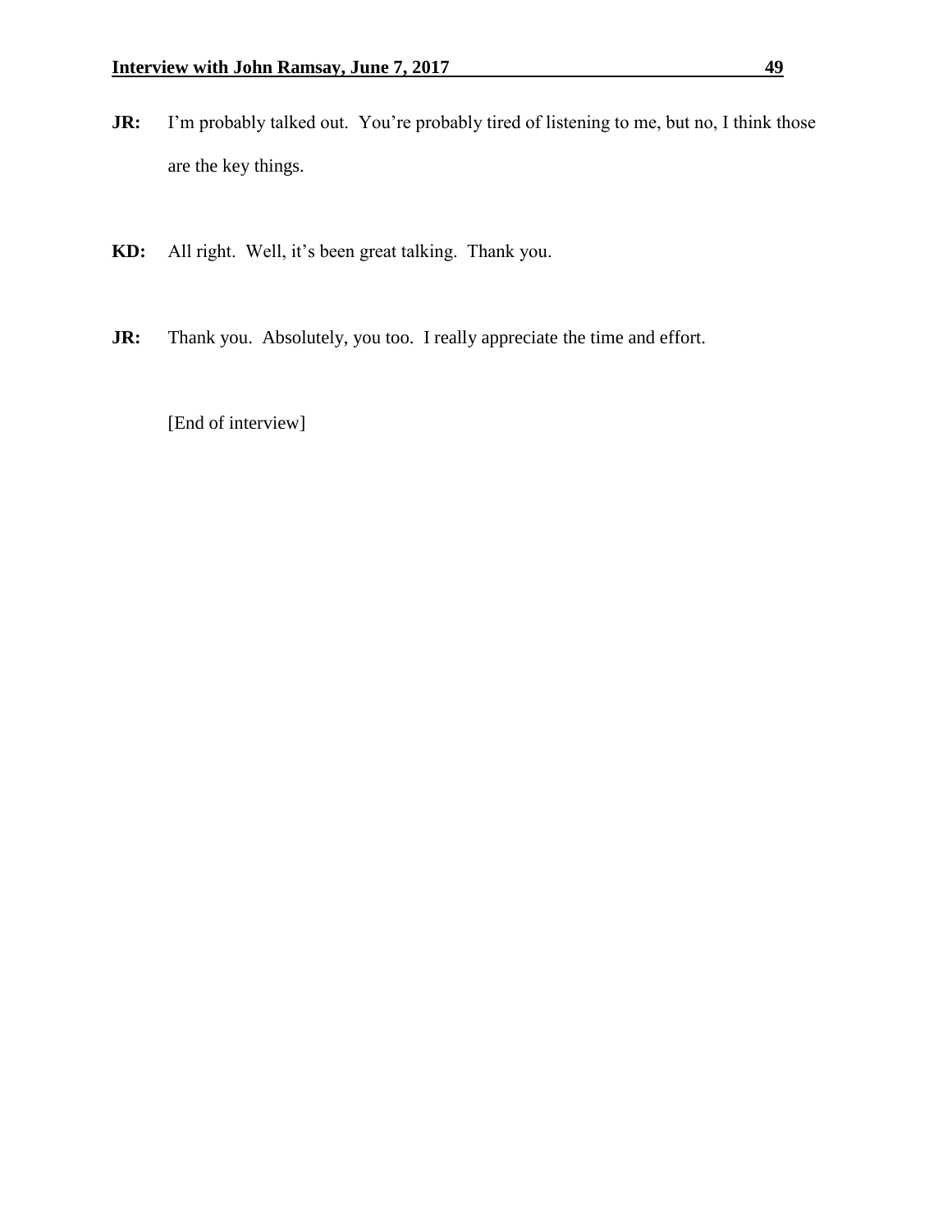**JR:** I'm probably talked out. You're probably tired of listening to me, but no, I think those are the key things.

**KD:** All right. Well, it's been great talking. Thank you.

**JR:** Thank you. Absolutely, you too. I really appreciate the time and effort.

[End of interview]